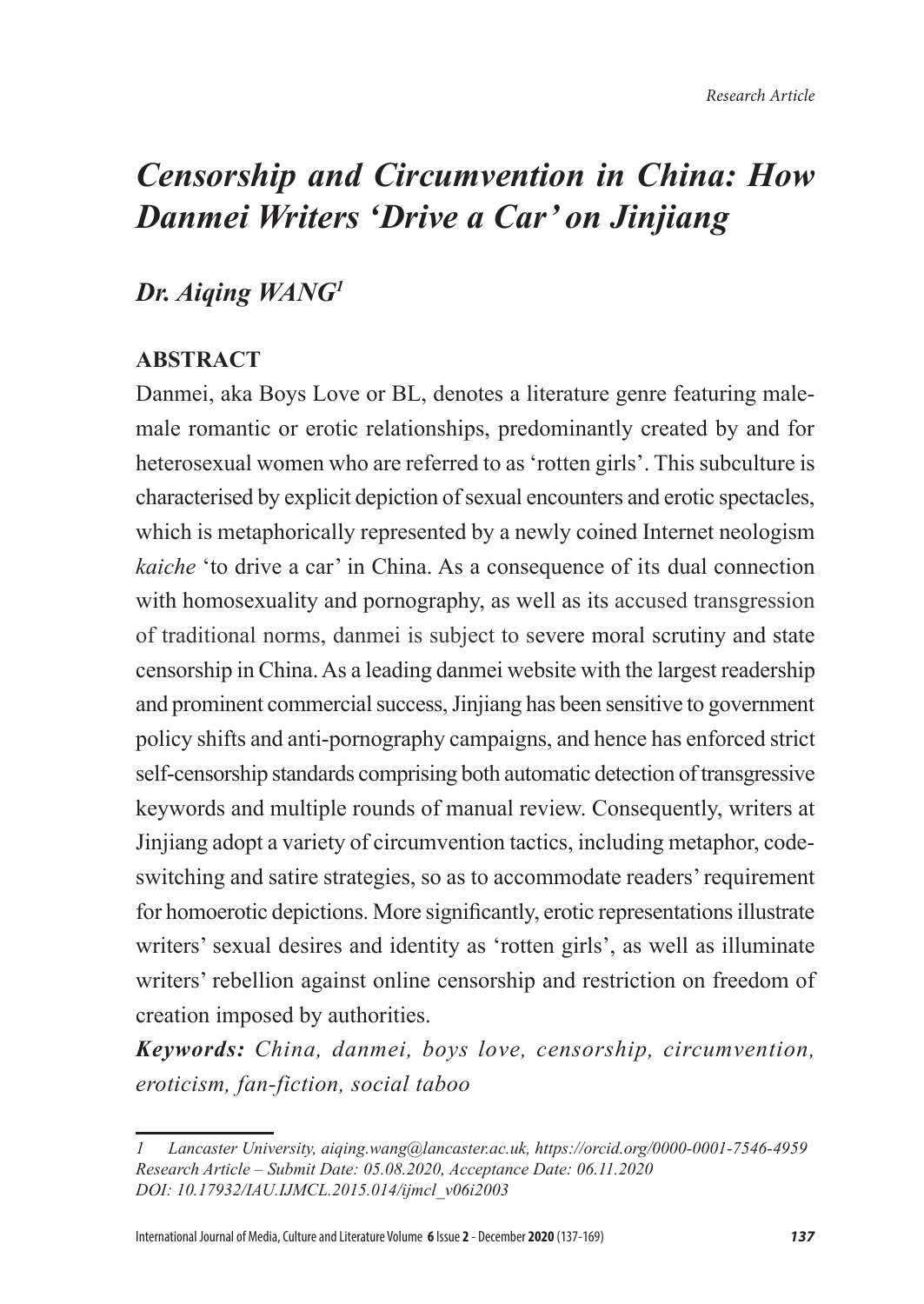*Research Article*

# *Censorship and Circumvention in China: How Danmei Writers 'Drive a Car' on Jinjiang*

## *Dr. Aiqing WANG*[1]

### ABSTRACT

Danmei, aka Boys Love or BL, denotes a literature genre featuring male-male romantic or erotic relationships, predominantly created by and for heterosexual women who are referred to as 'rotten girls'. This subculture is characterised by explicit depiction of sexual encounters and erotic spectacles, which is metaphorically represented by a newly coined Internet neologism *kaiche* 'to drive a car' in China. As a consequence of its dual connection with homosexuality and pornography, as well as its accused transgression of traditional norms, danmei is subject to severe moral scrutiny and state censorship in China. As a leading danmei website with the largest readership and prominent commercial success, Jinjiang has been sensitive to government policy shifts and anti-pornography campaigns, and hence has enforced strict self-censorship standards comprising both automatic detection of transgressive keywords and multiple rounds of manual review. Consequently, writers at Jinjiang adopt a variety of circumvention tactics, including metaphor, code-switching and satire strategies, so as to accommodate readers' requirement for homoerotic depictions. More significantly, erotic representations illustrate writers' sexual desires and identity as 'rotten girls', as well as illuminate writers' rebellion against online censorship and restriction on freedom of creation imposed by authorities.

***Keywords:*** *China, danmei, boys love, censorship, circumvention, eroticism, fan-fiction, social taboo*

---

*1 Lancaster University, aiqing.wang@lancaster.ac.uk, https://orcid.org/0000-0001-7546-4959*
*Research Article – Submit Date: 05.08.2020, Acceptance Date: 06.11.2020*
*DOI: 10.17932/IAU.IJMCL.2015.014/ijmcl_v06i2003*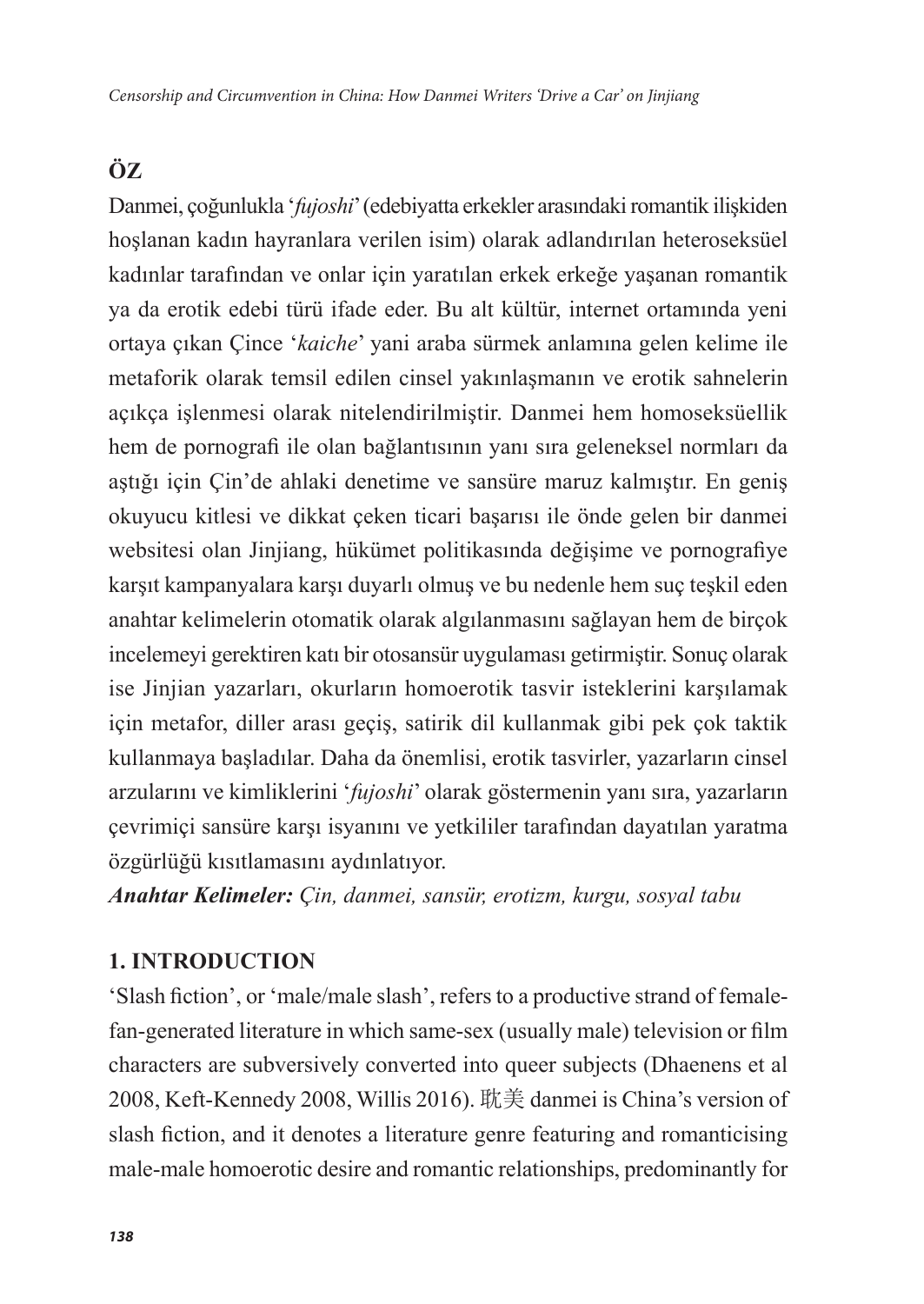## ÖZ

Danmei, çoğunlukla '*fujoshi*' (edebiyatta erkekler arasındaki romantik ilişkiden hoşlanan kadın hayranlara verilen isim) olarak adlandırılan heteroseksüel kadınlar tarafından ve onlar için yaratılan erkek erkeğe yaşanan romantik ya da erotik edebi türü ifade eder. Bu alt kültür, internet ortamında yeni ortaya çıkan Çince '*kaiche*' yani araba sürmek anlamına gelen kelime ile metaforik olarak temsil edilen cinsel yakınlaşmanın ve erotik sahnelerin açıkça işlenmesi olarak nitelendirilmiştir. Danmei hem homoseksüellik hem de pornografi ile olan bağlantısının yanı sıra geleneksel normları da aştığı için Çin'de ahlaki denetime ve sansüre maruz kalmıştır. En geniş okuyucu kitlesi ve dikkat çeken ticari başarısı ile önde gelen bir danmei websitesi olan Jinjiang, hükümet politikasında değişime ve pornografiye karşıt kampanyalara karşı duyarlı olmuş ve bu nedenle hem suç teşkil eden anahtar kelimelerin otomatik olarak algılanmasını sağlayan hem de birçok incelemeyi gerektiren katı bir otosansür uygulaması getirmiştir. Sonuç olarak ise Jinjian yazarları, okurların homoerotik tasvir isteklerini karşılamak için metafor, diller arası geçiş, satirik dil kullanmak gibi pek çok taktik kullanmaya başladılar. Daha da önemlisi, erotik tasvirler, yazarların cinsel arzularını ve kimliklerini '*fujoshi*' olarak göstermenin yanı sıra, yazarların çevrimiçi sansüre karşı isyanını ve yetkililer tarafından dayatılan yaratma özgürlüğü kısıtlamasını aydınlatıyor.

***Anahtar Kelimeler:*** *Çin, danmei, sansür, erotizm, kurgu, sosyal tabu*

## 1. INTRODUCTION

'Slash fiction', or 'male/male slash', refers to a productive strand of female-fan-generated literature in which same-sex (usually male) television or film characters are subversively converted into queer subjects (Dhaenens et al 2008, Keft-Kennedy 2008, Willis 2016). 耽美 danmei is China's version of slash fiction, and it denotes a literature genre featuring and romanticising male-male homoerotic desire and romantic relationships, predominantly for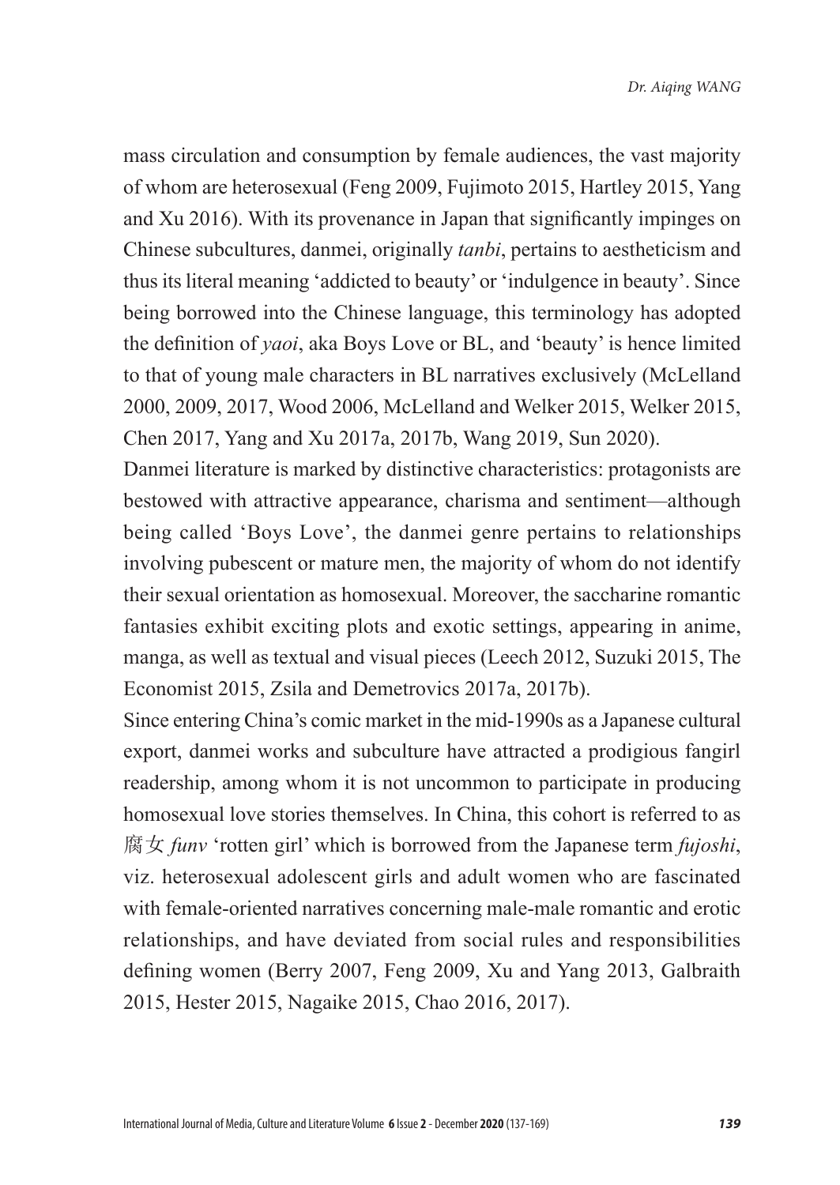mass circulation and consumption by female audiences, the vast majority of whom are heterosexual (Feng 2009, Fujimoto 2015, Hartley 2015, Yang and Xu 2016). With its provenance in Japan that significantly impinges on Chinese subcultures, danmei, originally *tanbi*, pertains to aestheticism and thus its literal meaning 'addicted to beauty' or 'indulgence in beauty'. Since being borrowed into the Chinese language, this terminology has adopted the definition of *yaoi*, aka Boys Love or BL, and 'beauty' is hence limited to that of young male characters in BL narratives exclusively (McLelland 2000, 2009, 2017, Wood 2006, McLelland and Welker 2015, Welker 2015, Chen 2017, Yang and Xu 2017a, 2017b, Wang 2019, Sun 2020).

Danmei literature is marked by distinctive characteristics: protagonists are bestowed with attractive appearance, charisma and sentiment—although being called 'Boys Love', the danmei genre pertains to relationships involving pubescent or mature men, the majority of whom do not identify their sexual orientation as homosexual. Moreover, the saccharine romantic fantasies exhibit exciting plots and exotic settings, appearing in anime, manga, as well as textual and visual pieces (Leech 2012, Suzuki 2015, The Economist 2015, Zsila and Demetrovics 2017a, 2017b).

Since entering China's comic market in the mid-1990s as a Japanese cultural export, danmei works and subculture have attracted a prodigious fangirl readership, among whom it is not uncommon to participate in producing homosexual love stories themselves. In China, this cohort is referred to as 腐女 *funv* 'rotten girl' which is borrowed from the Japanese term *fujoshi*, viz. heterosexual adolescent girls and adult women who are fascinated with female-oriented narratives concerning male-male romantic and erotic relationships, and have deviated from social rules and responsibilities defining women (Berry 2007, Feng 2009, Xu and Yang 2013, Galbraith 2015, Hester 2015, Nagaike 2015, Chao 2016, 2017).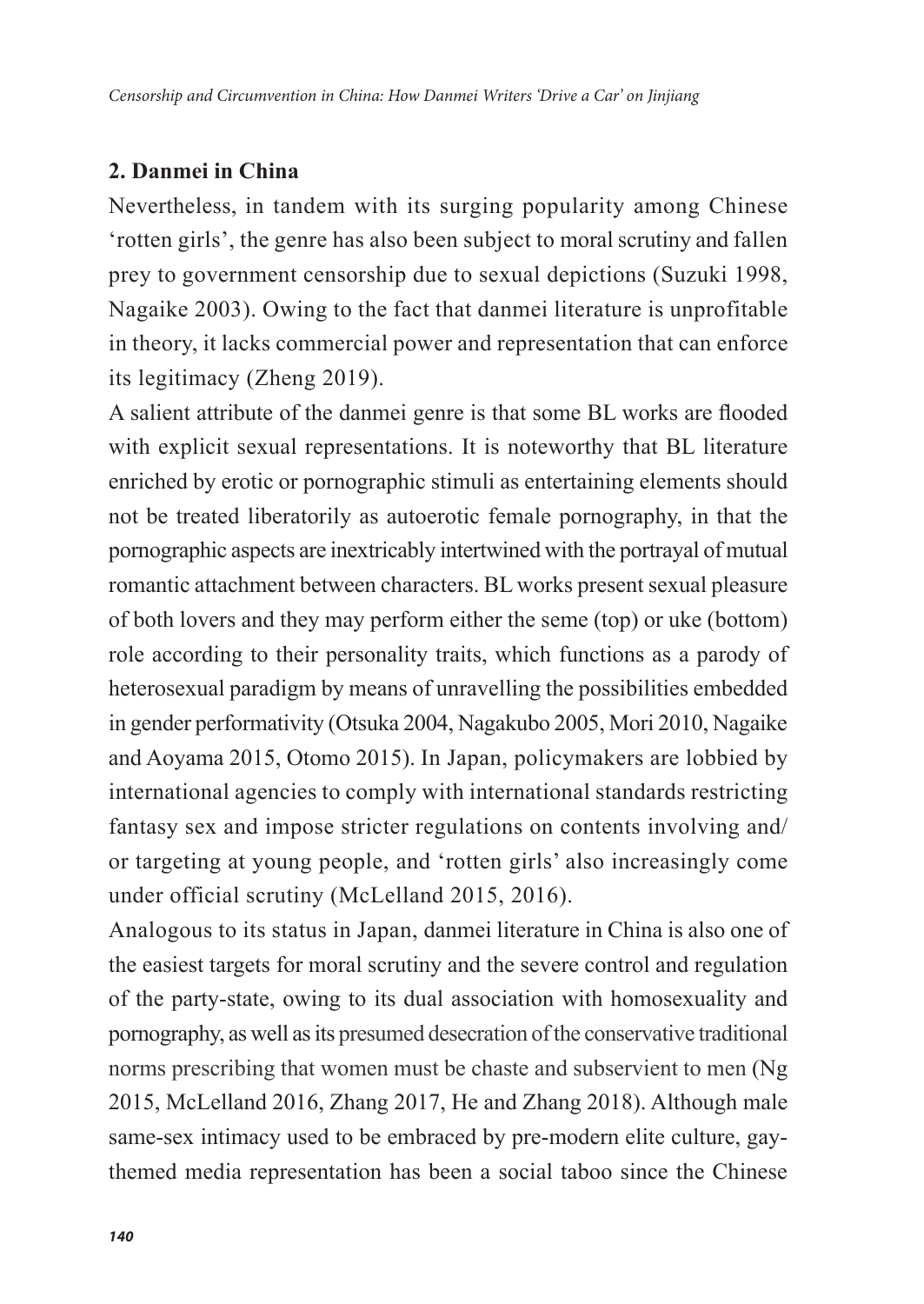## 2. Danmei in China

Nevertheless, in tandem with its surging popularity among Chinese 'rotten girls', the genre has also been subject to moral scrutiny and fallen prey to government censorship due to sexual depictions (Suzuki 1998, Nagaike 2003). Owing to the fact that danmei literature is unprofitable in theory, it lacks commercial power and representation that can enforce its legitimacy (Zheng 2019).

A salient attribute of the danmei genre is that some BL works are flooded with explicit sexual representations. It is noteworthy that BL literature enriched by erotic or pornographic stimuli as entertaining elements should not be treated liberatorily as autoerotic female pornography, in that the pornographic aspects are inextricably intertwined with the portrayal of mutual romantic attachment between characters. BL works present sexual pleasure of both lovers and they may perform either the seme (top) or uke (bottom) role according to their personality traits, which functions as a parody of heterosexual paradigm by means of unravelling the possibilities embedded in gender performativity (Otsuka 2004, Nagakubo 2005, Mori 2010, Nagaike and Aoyama 2015, Otomo 2015). In Japan, policymakers are lobbied by international agencies to comply with international standards restricting fantasy sex and impose stricter regulations on contents involving and/or targeting at young people, and 'rotten girls' also increasingly come under official scrutiny (McLelland 2015, 2016).

Analogous to its status in Japan, danmei literature in China is also one of the easiest targets for moral scrutiny and the severe control and regulation of the party-state, owing to its dual association with homosexuality and pornography, as well as its presumed desecration of the conservative traditional norms prescribing that women must be chaste and subservient to men (Ng 2015, McLelland 2016, Zhang 2017, He and Zhang 2018). Although male same-sex intimacy used to be embraced by pre-modern elite culture, gay-themed media representation has been a social taboo since the Chinese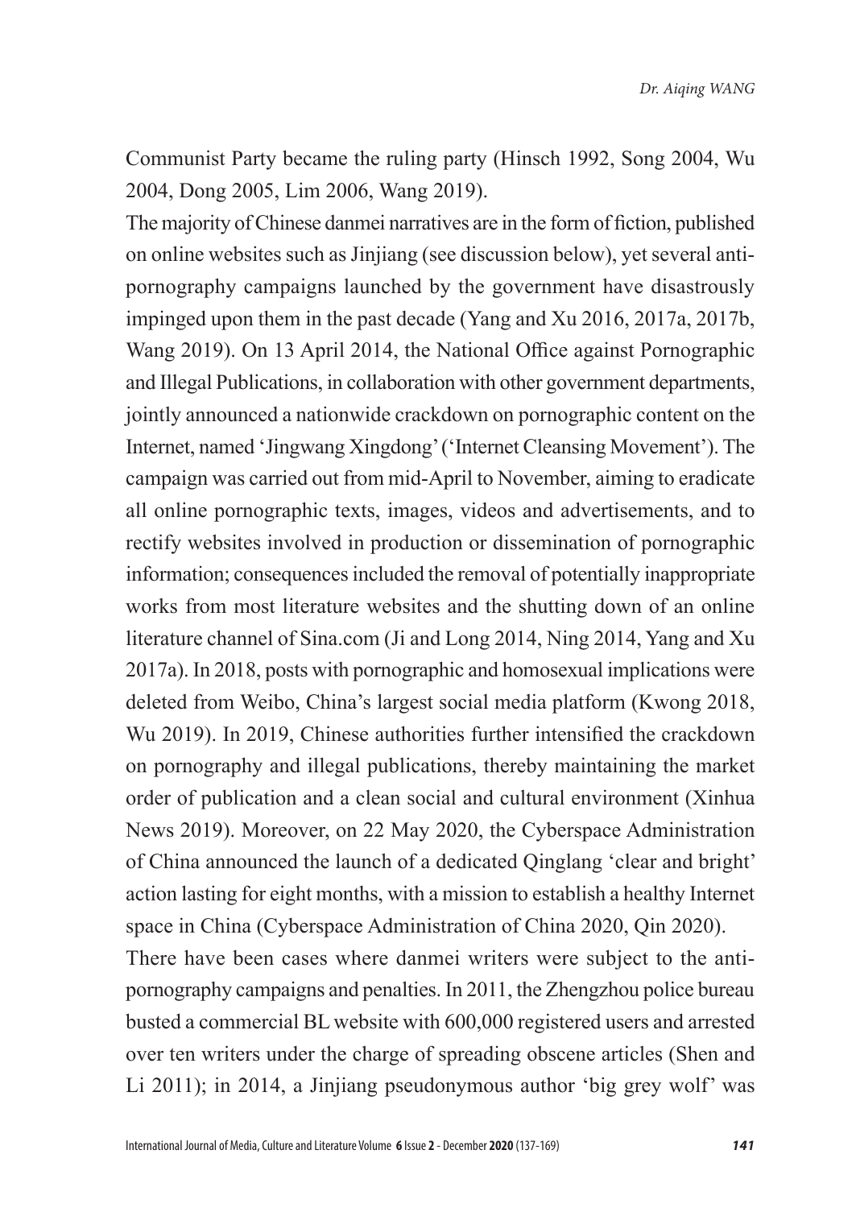Communist Party became the ruling party (Hinsch 1992, Song 2004, Wu 2004, Dong 2005, Lim 2006, Wang 2019).

The majority of Chinese danmei narratives are in the form of fiction, published on online websites such as Jinjiang (see discussion below), yet several anti-pornography campaigns launched by the government have disastrously impinged upon them in the past decade (Yang and Xu 2016, 2017a, 2017b, Wang 2019). On 13 April 2014, the National Office against Pornographic and Illegal Publications, in collaboration with other government departments, jointly announced a nationwide crackdown on pornographic content on the Internet, named 'Jingwang Xingdong' ('Internet Cleansing Movement'). The campaign was carried out from mid-April to November, aiming to eradicate all online pornographic texts, images, videos and advertisements, and to rectify websites involved in production or dissemination of pornographic information; consequences included the removal of potentially inappropriate works from most literature websites and the shutting down of an online literature channel of Sina.com (Ji and Long 2014, Ning 2014, Yang and Xu 2017a). In 2018, posts with pornographic and homosexual implications were deleted from Weibo, China's largest social media platform (Kwong 2018, Wu 2019). In 2019, Chinese authorities further intensified the crackdown on pornography and illegal publications, thereby maintaining the market order of publication and a clean social and cultural environment (Xinhua News 2019). Moreover, on 22 May 2020, the Cyberspace Administration of China announced the launch of a dedicated Qinglang 'clear and bright' action lasting for eight months, with a mission to establish a healthy Internet space in China (Cyberspace Administration of China 2020, Qin 2020).

There have been cases where danmei writers were subject to the anti-pornography campaigns and penalties. In 2011, the Zhengzhou police bureau busted a commercial BL website with 600,000 registered users and arrested over ten writers under the charge of spreading obscene articles (Shen and Li 2011); in 2014, a Jinjiang pseudonymous author 'big grey wolf' was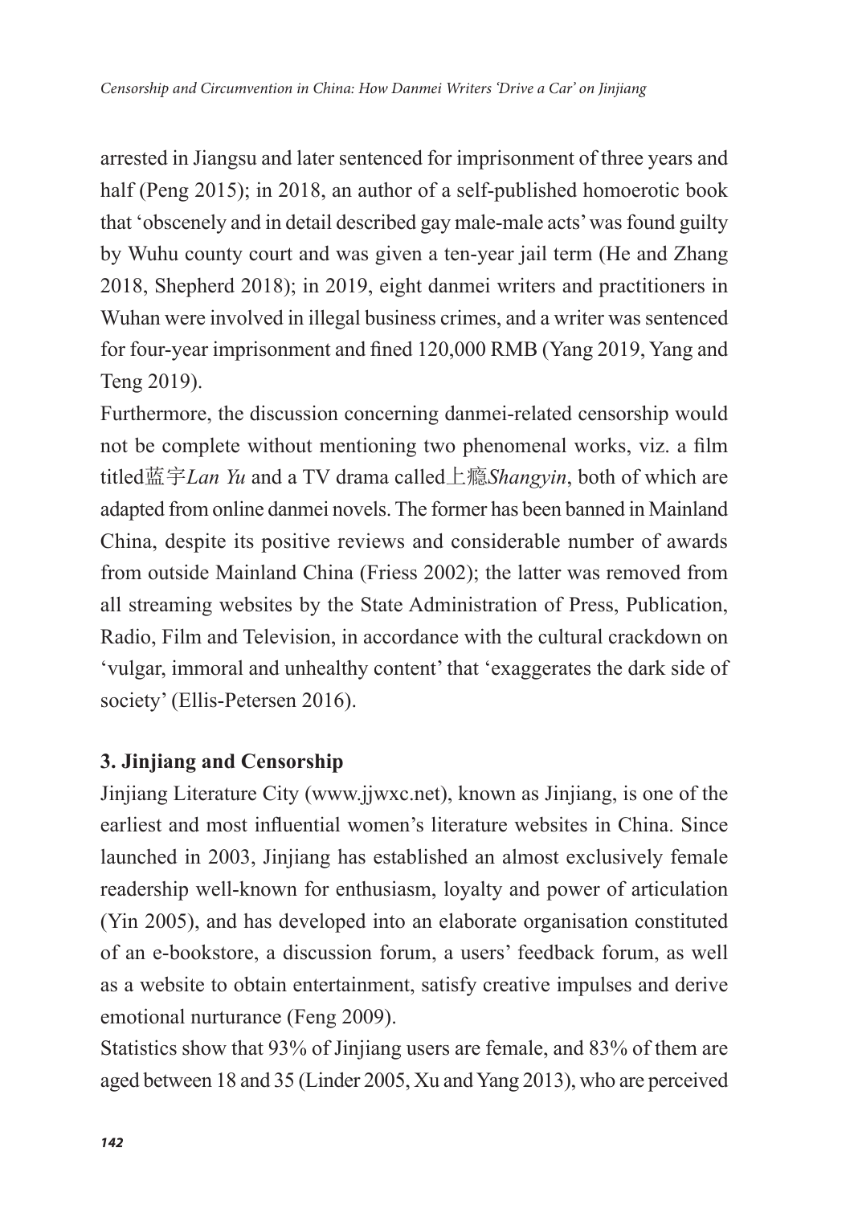arrested in Jiangsu and later sentenced for imprisonment of three years and half (Peng 2015); in 2018, an author of a self-published homoerotic book that 'obscenely and in detail described gay male-male acts' was found guilty by Wuhu county court and was given a ten-year jail term (He and Zhang 2018, Shepherd 2018); in 2019, eight danmei writers and practitioners in Wuhan were involved in illegal business crimes, and a writer was sentenced for four-year imprisonment and fined 120,000 RMB (Yang 2019, Yang and Teng 2019).

Furthermore, the discussion concerning danmei-related censorship would not be complete without mentioning two phenomenal works, viz. a film titled蓝宇*Lan Yu* and a TV drama called上瘾*Shangyin*, both of which are adapted from online danmei novels. The former has been banned in Mainland China, despite its positive reviews and considerable number of awards from outside Mainland China (Friess 2002); the latter was removed from all streaming websites by the State Administration of Press, Publication, Radio, Film and Television, in accordance with the cultural crackdown on 'vulgar, immoral and unhealthy content' that 'exaggerates the dark side of society' (Ellis-Petersen 2016).

## 3. Jinjiang and Censorship

Jinjiang Literature City (www.jjwxc.net), known as Jinjiang, is one of the earliest and most influential women's literature websites in China. Since launched in 2003, Jinjiang has established an almost exclusively female readership well-known for enthusiasm, loyalty and power of articulation (Yin 2005), and has developed into an elaborate organisation constituted of an e-bookstore, a discussion forum, a users' feedback forum, as well as a website to obtain entertainment, satisfy creative impulses and derive emotional nurturance (Feng 2009).

Statistics show that 93% of Jinjiang users are female, and 83% of them are aged between 18 and 35 (Linder 2005, Xu and Yang 2013), who are perceived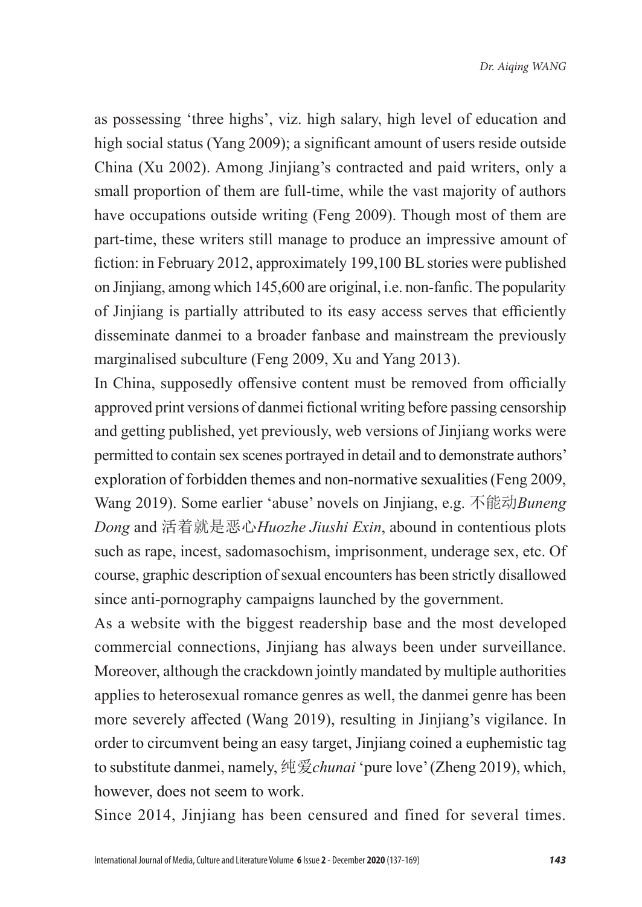as possessing 'three highs', viz. high salary, high level of education and high social status (Yang 2009); a significant amount of users reside outside China (Xu 2002). Among Jinjiang's contracted and paid writers, only a small proportion of them are full-time, while the vast majority of authors have occupations outside writing (Feng 2009). Though most of them are part-time, these writers still manage to produce an impressive amount of fiction: in February 2012, approximately 199,100 BL stories were published on Jinjiang, among which 145,600 are original, i.e. non-fanfic. The popularity of Jinjiang is partially attributed to its easy access serves that efficiently disseminate danmei to a broader fanbase and mainstream the previously marginalised subculture (Feng 2009, Xu and Yang 2013).

In China, supposedly offensive content must be removed from officially approved print versions of danmei fictional writing before passing censorship and getting published, yet previously, web versions of Jinjiang works were permitted to contain sex scenes portrayed in detail and to demonstrate authors' exploration of forbidden themes and non-normative sexualities (Feng 2009, Wang 2019). Some earlier 'abuse' novels on Jinjiang, e.g. 不能动*Buneng Dong* and 活着就是恶心*Huozhe Jiushi Exin*, abound in contentious plots such as rape, incest, sadomasochism, imprisonment, underage sex, etc. Of course, graphic description of sexual encounters has been strictly disallowed since anti-pornography campaigns launched by the government.

As a website with the biggest readership base and the most developed commercial connections, Jinjiang has always been under surveillance. Moreover, although the crackdown jointly mandated by multiple authorities applies to heterosexual romance genres as well, the danmei genre has been more severely affected (Wang 2019), resulting in Jinjiang's vigilance. In order to circumvent being an easy target, Jinjiang coined a euphemistic tag to substitute danmei, namely, 纯爱*chunai* 'pure love' (Zheng 2019), which, however, does not seem to work.

Since 2014, Jinjiang has been censured and fined for several times.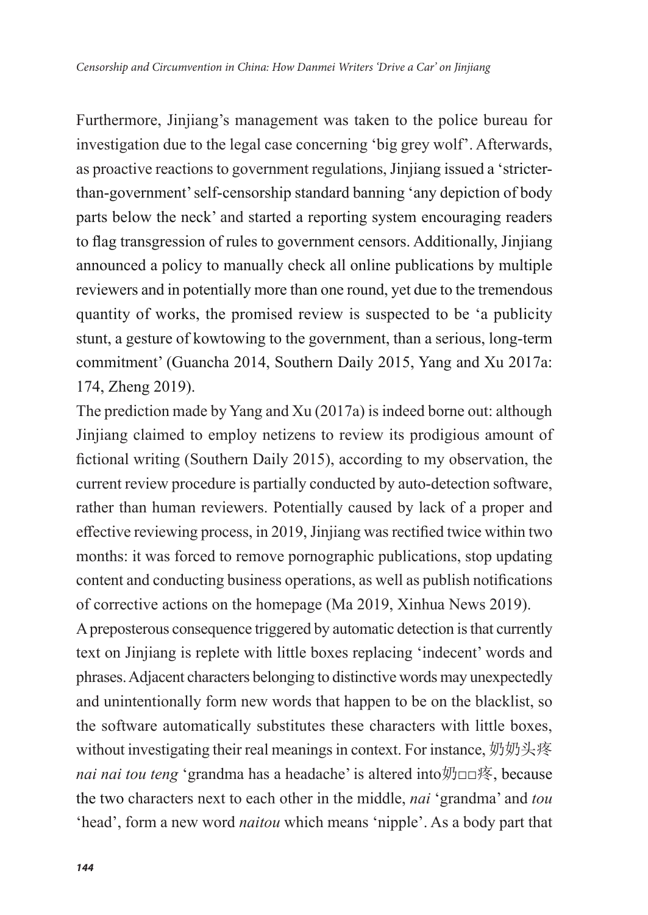Furthermore, Jinjiang's management was taken to the police bureau for investigation due to the legal case concerning 'big grey wolf'. Afterwards, as proactive reactions to government regulations, Jinjiang issued a 'stricter-than-government' self-censorship standard banning 'any depiction of body parts below the neck' and started a reporting system encouraging readers to flag transgression of rules to government censors. Additionally, Jinjiang announced a policy to manually check all online publications by multiple reviewers and in potentially more than one round, yet due to the tremendous quantity of works, the promised review is suspected to be 'a publicity stunt, a gesture of kowtowing to the government, than a serious, long-term commitment' (Guancha 2014, Southern Daily 2015, Yang and Xu 2017a: 174, Zheng 2019).

The prediction made by Yang and Xu (2017a) is indeed borne out: although Jinjiang claimed to employ netizens to review its prodigious amount of fictional writing (Southern Daily 2015), according to my observation, the current review procedure is partially conducted by auto-detection software, rather than human reviewers. Potentially caused by lack of a proper and effective reviewing process, in 2019, Jinjiang was rectified twice within two months: it was forced to remove pornographic publications, stop updating content and conducting business operations, as well as publish notifications of corrective actions on the homepage (Ma 2019, Xinhua News 2019).

A preposterous consequence triggered by automatic detection is that currently text on Jinjiang is replete with little boxes replacing 'indecent' words and phrases. Adjacent characters belonging to distinctive words may unexpectedly and unintentionally form new words that happen to be on the blacklist, so the software automatically substitutes these characters with little boxes, without investigating their real meanings in context. For instance, 奶奶头疼 *nai nai tou teng* 'grandma has a headache' is altered into奶□□疼, because the two characters next to each other in the middle, *nai* 'grandma' and *tou* 'head', form a new word *naitou* which means 'nipple'. As a body part that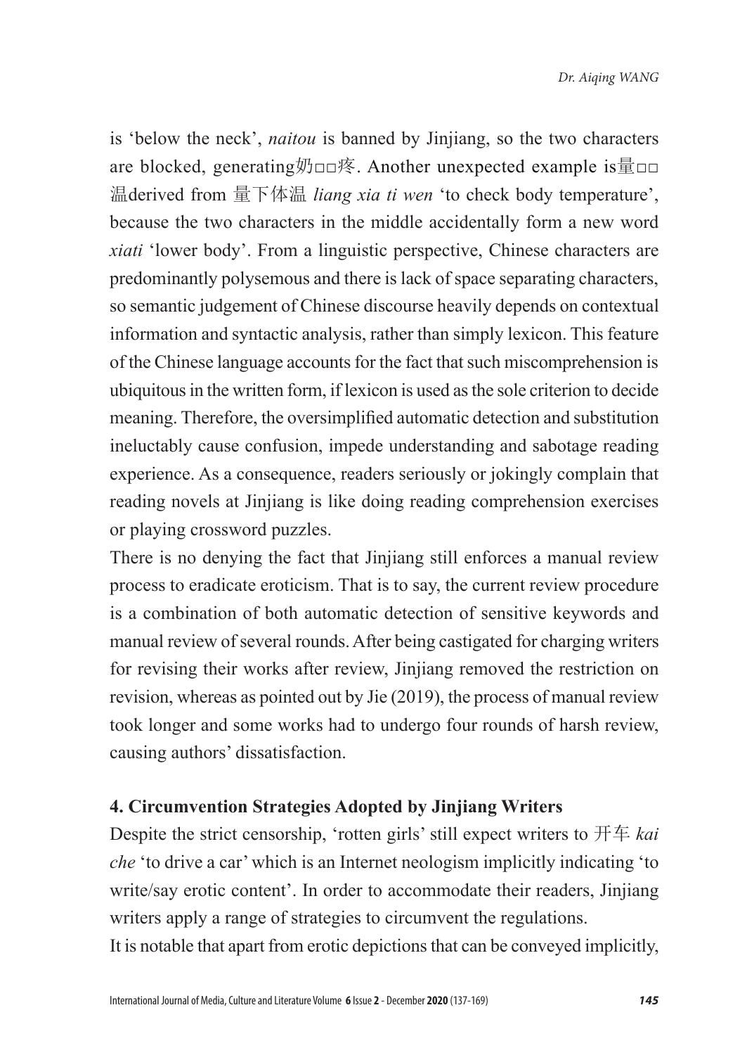is 'below the neck', *naitou* is banned by Jinjiang, so the two characters are blocked, generating奶□□疼. Another unexpected example is量□□温derived from 量下体温 *liang xia ti wen* 'to check body temperature', because the two characters in the middle accidentally form a new word *xiati* 'lower body'. From a linguistic perspective, Chinese characters are predominantly polysemous and there is lack of space separating characters, so semantic judgement of Chinese discourse heavily depends on contextual information and syntactic analysis, rather than simply lexicon. This feature of the Chinese language accounts for the fact that such miscomprehension is ubiquitous in the written form, if lexicon is used as the sole criterion to decide meaning. Therefore, the oversimplified automatic detection and substitution ineluctably cause confusion, impede understanding and sabotage reading experience. As a consequence, readers seriously or jokingly complain that reading novels at Jinjiang is like doing reading comprehension exercises or playing crossword puzzles.

There is no denying the fact that Jinjiang still enforces a manual review process to eradicate eroticism. That is to say, the current review procedure is a combination of both automatic detection of sensitive keywords and manual review of several rounds. After being castigated for charging writers for revising their works after review, Jinjiang removed the restriction on revision, whereas as pointed out by Jie (2019), the process of manual review took longer and some works had to undergo four rounds of harsh review, causing authors' dissatisfaction.

## 4. Circumvention Strategies Adopted by Jinjiang Writers

Despite the strict censorship, 'rotten girls' still expect writers to 开车 *kai che* 'to drive a car' which is an Internet neologism implicitly indicating 'to write/say erotic content'. In order to accommodate their readers, Jinjiang writers apply a range of strategies to circumvent the regulations.

It is notable that apart from erotic depictions that can be conveyed implicitly,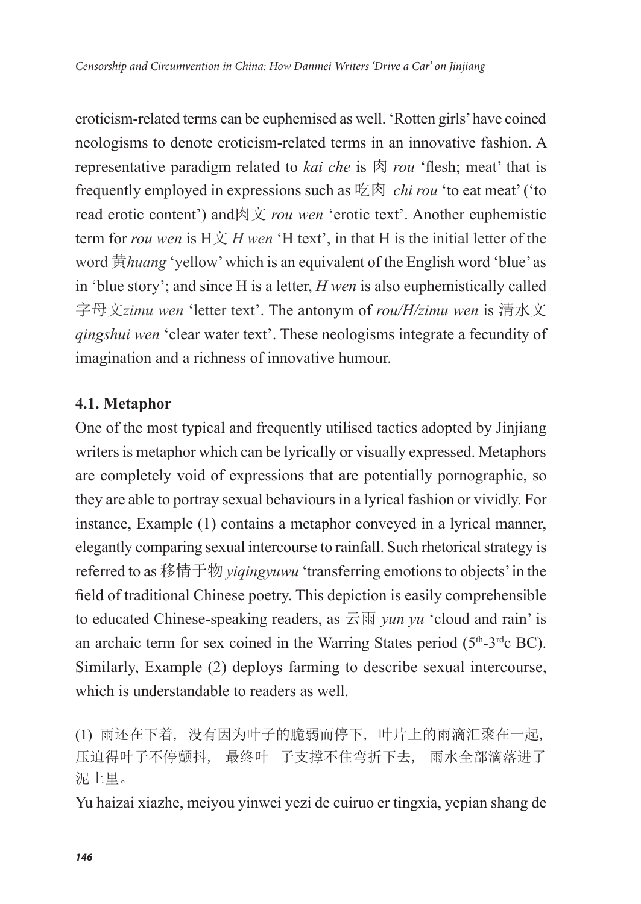eroticism-related terms can be euphemised as well. 'Rotten girls' have coined neologisms to denote eroticism-related terms in an innovative fashion. A representative paradigm related to *kai che* is 肉 *rou* 'flesh; meat' that is frequently employed in expressions such as 吃肉 *chi rou* 'to eat meat' ('to read erotic content') and肉文 *rou wen* 'erotic text'. Another euphemistic term for *rou wen* is H文 *H wen* 'H text', in that H is the initial letter of the word 黄*huang* 'yellow' which is an equivalent of the English word 'blue' as in 'blue story'; and since H is a letter, *H wen* is also euphemistically called 字母文*zimu wen* 'letter text'. The antonym of *rou/H/zimu wen* is 清水文 *qingshui wen* 'clear water text'. These neologisms integrate a fecundity of imagination and a richness of innovative humour.

### 4.1. Metaphor

One of the most typical and frequently utilised tactics adopted by Jinjiang writers is metaphor which can be lyrically or visually expressed. Metaphors are completely void of expressions that are potentially pornographic, so they are able to portray sexual behaviours in a lyrical fashion or vividly. For instance, Example (1) contains a metaphor conveyed in a lyrical manner, elegantly comparing sexual intercourse to rainfall. Such rhetorical strategy is referred to as 移情于物 *yiqingyuwu* 'transferring emotions to objects' in the field of traditional Chinese poetry. This depiction is easily comprehensible to educated Chinese-speaking readers, as 云雨 *yun yu* 'cloud and rain' is an archaic term for sex coined in the Warring States period (5th-3rdc BC). Similarly, Example (2) deploys farming to describe sexual intercourse, which is understandable to readers as well.

(1) 雨还在下着，没有因为叶子的脆弱而停下，叶片上的雨滴汇聚在一起，压迫得叶子不停颤抖， 最终叶 子支撑不住弯折下去， 雨水全部滴落进了泥土里。

Yu haizai xiazhe, meiyou yinwei yezi de cuiruo er tingxia, yepian shang de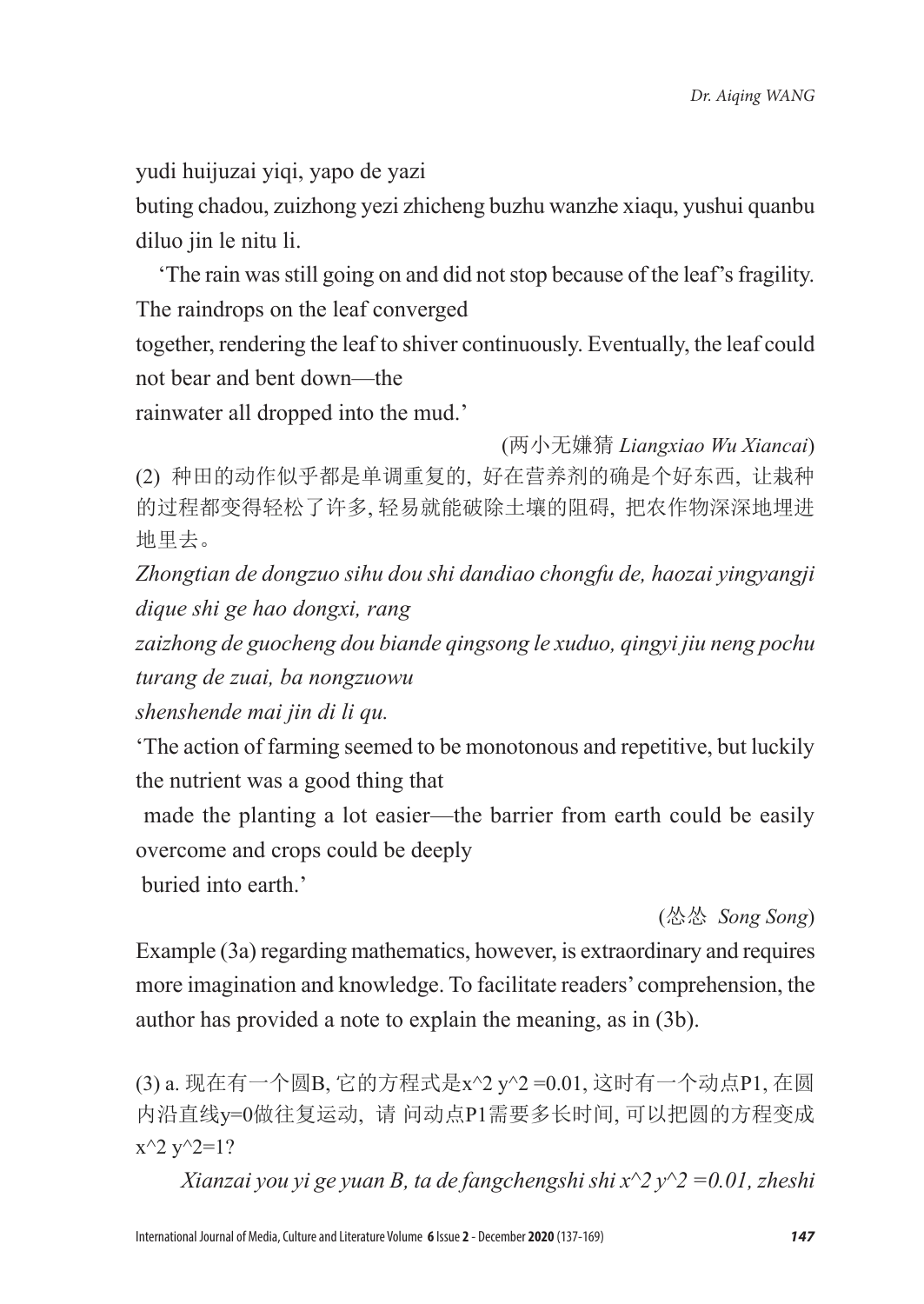yudi huijuzai yiqi, yapo de yazi

buting chadou, zuizhong yezi zhicheng buzhu wanzhe xiaqu, yushui quanbu diluo jin le nitu li.

'The rain was still going on and did not stop because of the leaf's fragility. The raindrops on the leaf converged together, rendering the leaf to shiver continuously. Eventually, the leaf could not bear and bent down—the rainwater all dropped into the mud.'

(两小无嫌猜 *Liangxiao Wu Xiancai*)

(2) 种田的动作似乎都是单调重复的, 好在营养剂的确是个好东西, 让栽种的过程都变得轻松了许多, 轻易就能破除土壤的阻碍, 把农作物深深地埋进地里去。

*Zhongtian de dongzuo sihu dou shi dandiao chongfu de, haozai yingyangji dique shi ge hao dongxi, rang zaizhong de guocheng dou biande qingsong le xuduo, qingyi jiu neng pochu turang de zuai, ba nongzuowu shenshende mai jin di li qu.*

'The action of farming seemed to be monotonous and repetitive, but luckily the nutrient was a good thing that made the planting a lot easier—the barrier from earth could be easily overcome and crops could be deeply buried into earth.'

(怂怂 *Song Song*)

Example (3a) regarding mathematics, however, is extraordinary and requires more imagination and knowledge. To facilitate readers' comprehension, the author has provided a note to explain the meaning, as in (3b).

(3) a. 现在有一个圆B, 它的方程式是x^2 y^2 =0.01, 这时有一个动点P1, 在圆内沿直线y=0做往复运动, 请 问动点P1需要多长时间, 可以把圆的方程变成x^2 y^2=1?

*Xianzai you yi ge yuan B, ta de fangchengshi shi x^2 y^2 =0.01, zheshi*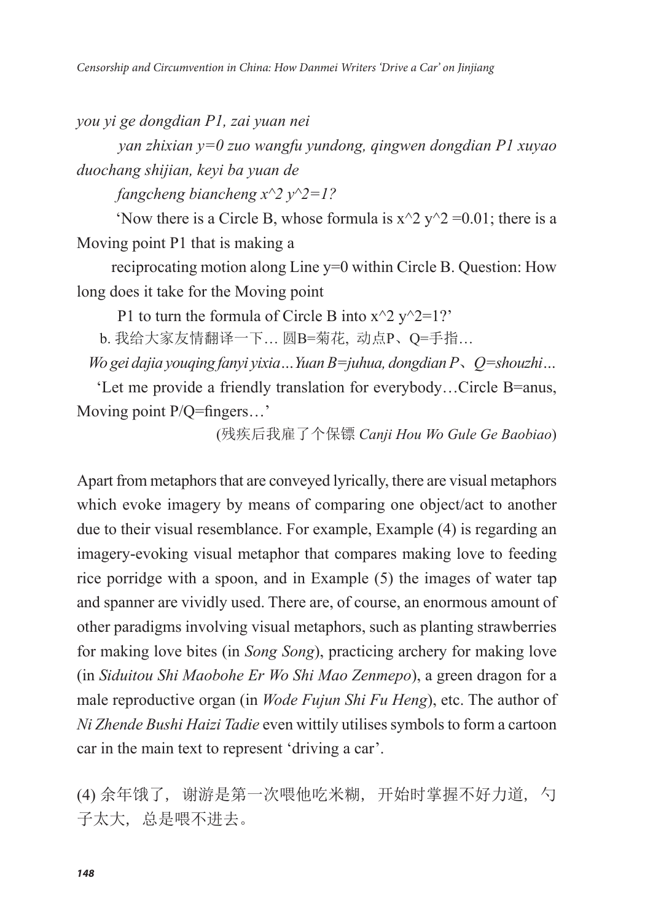*you yi ge dongdian P1, zai yuan nei*

*yan zhixian y=0 zuo wangfu yundong, qingwen dongdian P1 xuyao duochang shijian, keyi ba yuan de*

*fangcheng biancheng x^2 y^2=1?*

'Now there is a Circle B, whose formula is x^2 y^2 =0.01; there is a Moving point P1 that is making a

reciprocating motion along Line y=0 within Circle B. Question: How long does it take for the Moving point

P1 to turn the formula of Circle B into x^2 y^2=1?'

b. 我给大家友情翻译一下… 圆B=菊花，动点P、Q=手指…

*Wo gei dajia youqing fanyi yixia…Yuan B=juhua, dongdian P、Q=shouzhi…*

'Let me provide a friendly translation for everybody…Circle B=anus, Moving point P/Q=fingers…'

(残疾后我雇了个保镖 *Canji Hou Wo Gule Ge Baobiao*)

Apart from metaphors that are conveyed lyrically, there are visual metaphors which evoke imagery by means of comparing one object/act to another due to their visual resemblance. For example, Example (4) is regarding an imagery-evoking visual metaphor that compares making love to feeding rice porridge with a spoon, and in Example (5) the images of water tap and spanner are vividly used. There are, of course, an enormous amount of other paradigms involving visual metaphors, such as planting strawberries for making love bites (in *Song Song*), practicing archery for making love (in *Siduitou Shi Maobohe Er Wo Shi Mao Zenmepo*), a green dragon for a male reproductive organ (in *Wode Fujun Shi Fu Heng*), etc. The author of *Ni Zhende Bushi Haizi Tadie* even wittily utilises symbols to form a cartoon car in the main text to represent 'driving a car'.

(4) 余年饿了，谢游是第一次喂他吃米糊，开始时掌握不好力道，勺子太大，总是喂不进去。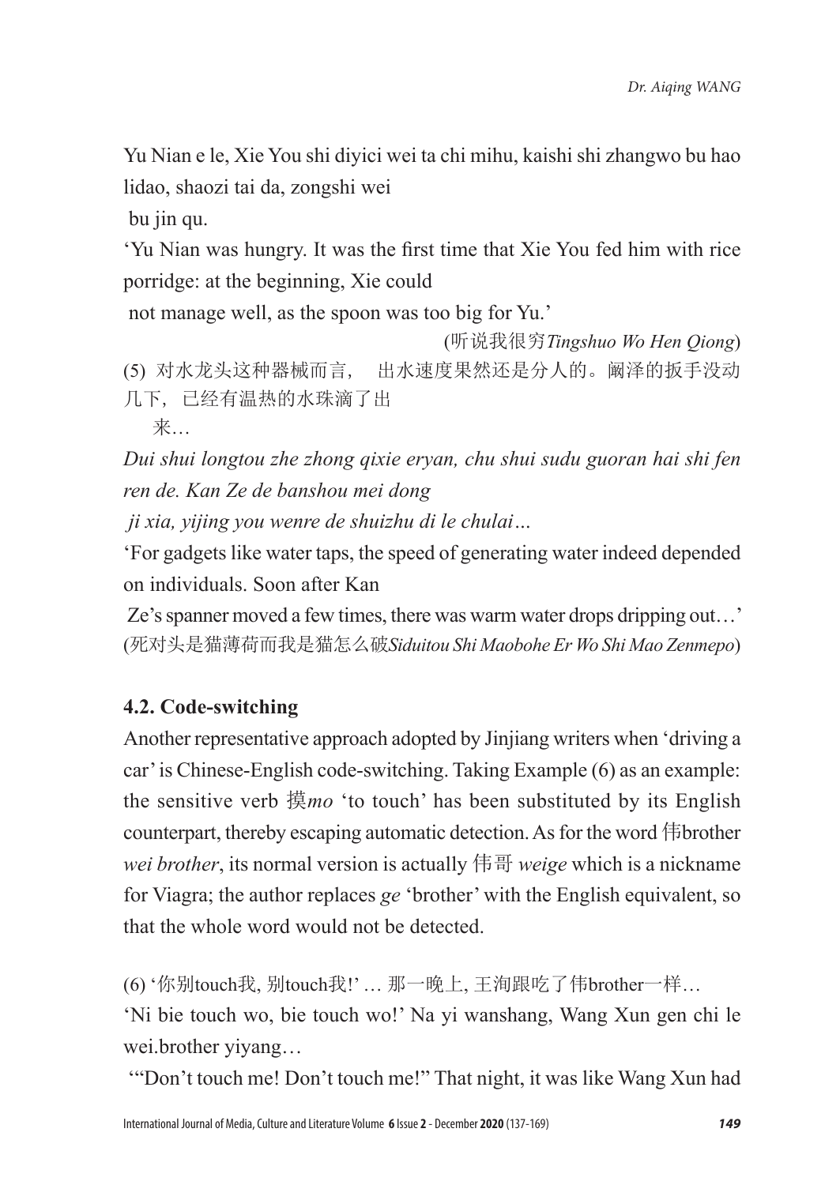Yu Nian e le, Xie You shi diyici wei ta chi mihu, kaishi shi zhangwo bu hao lidao, shaozi tai da, zongshi wei bu jin qu.

'Yu Nian was hungry. It was the first time that Xie You fed him with rice porridge: at the beginning, Xie could not manage well, as the spoon was too big for Yu.'

(听说我很穷*Tingshuo Wo Hen Qiong*)

(5) 对水龙头这种器械而言， 出水速度果然还是分人的。阚泽的扳手没动几下，已经有温热的水珠滴了出来…

*Dui shui longtou zhe zhong qixie eryan, chu shui sudu guoran hai shi fen ren de. Kan Ze de banshou mei dong ji xia, yijing you wenre de shuizhu di le chulai…*

'For gadgets like water taps, the speed of generating water indeed depended on individuals. Soon after Kan Ze's spanner moved a few times, there was warm water drops dripping out…' (死对头是猫薄荷而我是猫怎么破*Siduitou Shi Maobohe Er Wo Shi Mao Zenmepo*)

### 4.2. Code-switching

Another representative approach adopted by Jinjiang writers when 'driving a car' is Chinese-English code-switching. Taking Example (6) as an example: the sensitive verb 摸*mo* 'to touch' has been substituted by its English counterpart, thereby escaping automatic detection. As for the word 伟brother *wei brother*, its normal version is actually 伟哥 *weige* which is a nickname for Viagra; the author replaces *ge* 'brother' with the English equivalent, so that the whole word would not be detected.

(6) '你别touch我, 别touch我!' … 那一晚上, 王洵跟吃了伟brother一样…

'Ni bie touch wo, bie touch wo!' Na yi wanshang, Wang Xun gen chi le wei.brother yiyang…

'"Don't touch me! Don't touch me!" That night, it was like Wang Xun had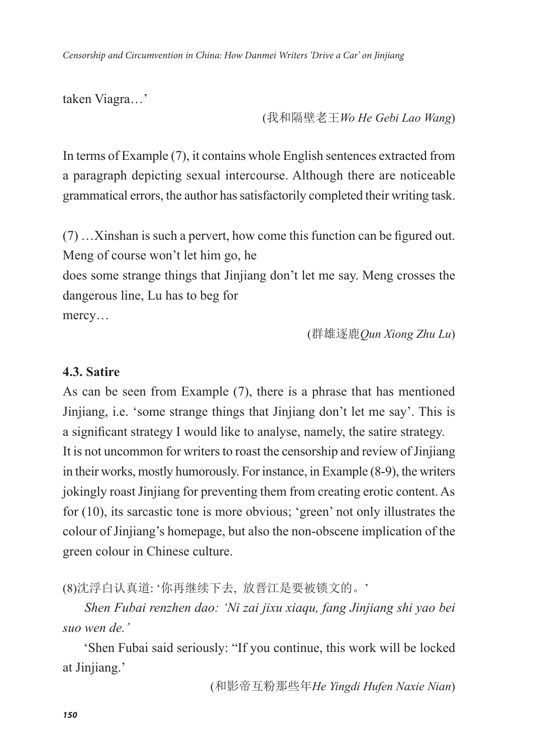taken Viagra…'

(我和隔壁老王*Wo He Gebi Lao Wang*)

In terms of Example (7), it contains whole English sentences extracted from a paragraph depicting sexual intercourse. Although there are noticeable grammatical errors, the author has satisfactorily completed their writing task.

(7) …Xinshan is such a pervert, how come this function can be figured out. Meng of course won't let him go, he
does some strange things that Jinjiang don't let me say. Meng crosses the dangerous line, Lu has to beg for
mercy…

(群雄逐鹿*Qun Xiong Zhu Lu*)

### 4.3. Satire

As can be seen from Example (7), there is a phrase that has mentioned Jinjiang, i.e. 'some strange things that Jinjiang don't let me say'. This is a significant strategy I would like to analyse, namely, the satire strategy.
It is not uncommon for writers to roast the censorship and review of Jinjiang in their works, mostly humorously. For instance, in Example (8-9), the writers jokingly roast Jinjiang for preventing them from creating erotic content. As for (10), its sarcastic tone is more obvious; 'green' not only illustrates the colour of Jinjiang's homepage, but also the non-obscene implication of the green colour in Chinese culture.

(8)沈浮白认真道: '你再继续下去，放晋江是要被锁文的。'

*Shen Fubai renzhen dao: 'Ni zai jixu xiaqu, fang Jinjiang shi yao bei suo wen de.'*

'Shen Fubai said seriously: "If you continue, this work will be locked at Jinjiang.'

(和影帝互粉那些年*He Yingdi Hufen Naxie Nian*)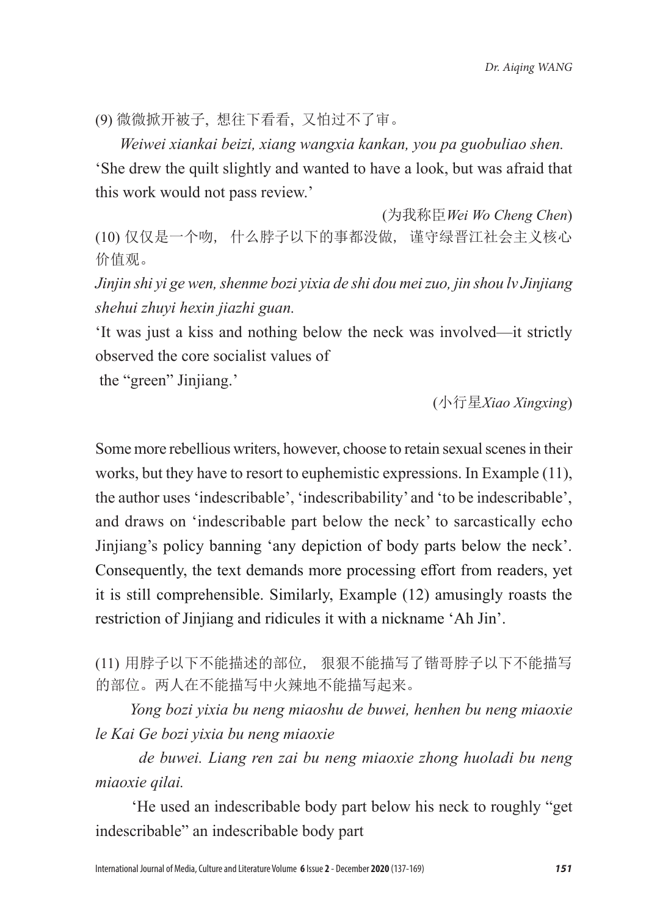(9) 微微掀开被子，想往下看看，又怕过不了审。

*Weiwei xiankai beizi, xiang wangxia kankan, you pa guobuliao shen.*

'She drew the quilt slightly and wanted to have a look, but was afraid that this work would not pass review.'

(为我称臣*Wei Wo Cheng Chen*)

(10) 仅仅是一个吻，什么脖子以下的事都没做，谨守绿晋江社会主义核心价值观。

*Jinjin shi yi ge wen, shenme bozi yixia de shi dou mei zuo, jin shou lv Jinjiang shehui zhuyi hexin jiazhi guan.*

'It was just a kiss and nothing below the neck was involved—it strictly observed the core socialist values of the "green" Jinjiang.'

(小行星*Xiao Xingxing*)

Some more rebellious writers, however, choose to retain sexual scenes in their works, but they have to resort to euphemistic expressions. In Example (11), the author uses 'indescribable', 'indescribability' and 'to be indescribable', and draws on 'indescribable part below the neck' to sarcastically echo Jinjiang's policy banning 'any depiction of body parts below the neck'. Consequently, the text demands more processing effort from readers, yet it is still comprehensible. Similarly, Example (12) amusingly roasts the restriction of Jinjiang and ridicules it with a nickname 'Ah Jin'.

(11) 用脖子以下不能描述的部位，狠狠不能描写了锴哥脖子以下不能描写的部位。两人在不能描写中火辣地不能描写起来。

*Yong bozi yixia bu neng miaoshu de buwei, henhen bu neng miaoxie le Kai Ge bozi yixia bu neng miaoxie de buwei. Liang ren zai bu neng miaoxie zhong huoladi bu neng miaoxie qilai.*

'He used an indescribable body part below his neck to roughly "get indescribable" an indescribable body part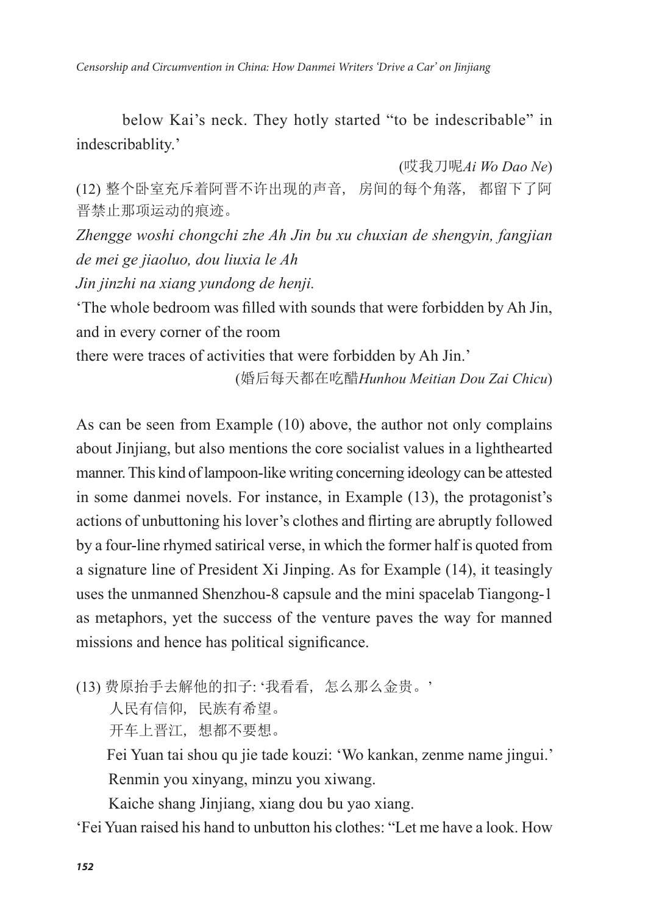below Kai's neck. They hotly started "to be indescribable" in indescribablity.'

(哎我刀呢*Ai Wo Dao Ne*)

(12) 整个卧室充斥着阿晋不许出现的声音，房间的每个角落，都留下了阿晋禁止那项运动的痕迹。

*Zhengge woshi chongchi zhe Ah Jin bu xu chuxian de shengyin, fangjian de mei ge jiaoluo, dou liuxia le Ah Jin jinzhi na xiang yundong de henji.*

'The whole bedroom was filled with sounds that were forbidden by Ah Jin, and in every corner of the room there were traces of activities that were forbidden by Ah Jin.'

(婚后每天都在吃醋*Hunhou Meitian Dou Zai Chicu*)

As can be seen from Example (10) above, the author not only complains about Jinjiang, but also mentions the core socialist values in a lighthearted manner. This kind of lampoon-like writing concerning ideology can be attested in some danmei novels. For instance, in Example (13), the protagonist's actions of unbuttoning his lover's clothes and flirting are abruptly followed by a four-line rhymed satirical verse, in which the former half is quoted from a signature line of President Xi Jinping. As for Example (14), it teasingly uses the unmanned Shenzhou-8 capsule and the mini spacelab Tiangong-1 as metaphors, yet the success of the venture paves the way for manned missions and hence has political significance.

(13) 费原抬手去解他的扣子: '我看看，怎么那么金贵。'

人民有信仰，民族有希望。

开车上晋江，想都不要想。

Fei Yuan tai shou qu jie tade kouzi: 'Wo kankan, zenme name jingui.'

Renmin you xinyang, minzu you xiwang.

Kaiche shang Jinjiang, xiang dou bu yao xiang.

'Fei Yuan raised his hand to unbutton his clothes: "Let me have a look. How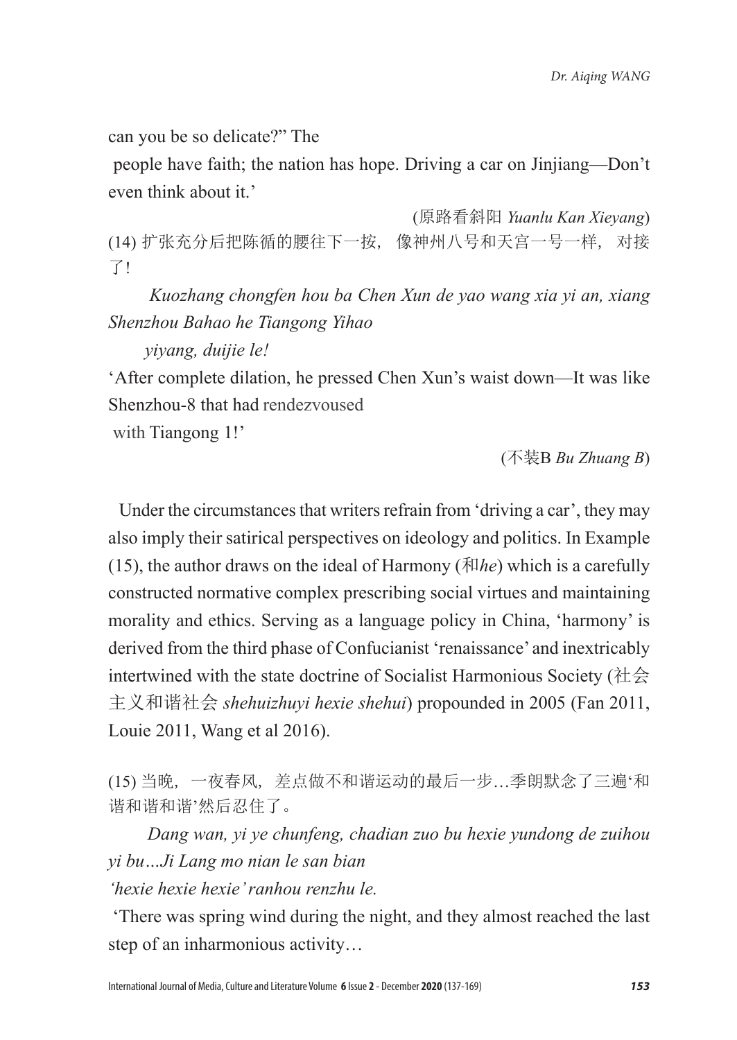can you be so delicate?" The people have faith; the nation has hope. Driving a car on Jinjiang—Don't even think about it.'

(原路看斜阳 *Yuanlu Kan Xieyang*)

(14) 扩张充分后把陈循的腰往下一按，像神州八号和天宫一号一样，对接了！

*Kuozhang chongfen hou ba Chen Xun de yao wang xia yi an, xiang Shenzhou Bahao he Tiangong Yihao yiyang, duijie le!*

'After complete dilation, he pressed Chen Xun's waist down—It was like Shenzhou-8 that had rendezvoused with Tiangong 1!'

(不装B *Bu Zhuang B*)

Under the circumstances that writers refrain from 'driving a car', they may also imply their satirical perspectives on ideology and politics. In Example (15), the author draws on the ideal of Harmony (和*he*) which is a carefully constructed normative complex prescribing social virtues and maintaining morality and ethics. Serving as a language policy in China, 'harmony' is derived from the third phase of Confucianist 'renaissance' and inextricably intertwined with the state doctrine of Socialist Harmonious Society (社会主义和谐社会 *shehuizhuyi hexie shehui*) propounded in 2005 (Fan 2011, Louie 2011, Wang et al 2016).

(15) 当晚，一夜春风，差点做不和谐运动的最后一步…季朗默念了三遍'和谐和谐和谐'然后忍住了。

*Dang wan, yi ye chunfeng, chadian zuo bu hexie yundong de zuihou yi bu…Ji Lang mo nian le san bian 'hexie hexie hexie' ranhou renzhu le.*

'There was spring wind during the night, and they almost reached the last step of an inharmonious activity…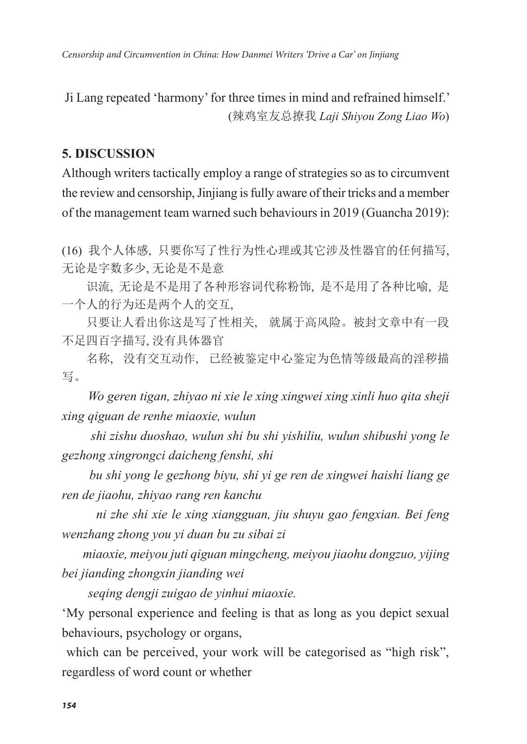Ji Lang repeated 'harmony' for three times in mind and refrained himself.'
(辣鸡室友总撩我 *Laji Shiyou Zong Liao Wo*)

## 5. DISCUSSION

Although writers tactically employ a range of strategies so as to circumvent the review and censorship, Jinjiang is fully aware of their tricks and a member of the management team warned such behaviours in 2019 (Guancha 2019):

(16) 我个人体感，只要你写了性行为性心理或其它涉及性器官的任何描写，无论是字数多少，无论是不是意识流，无论是不是用了各种形容词代称粉饰，是不是用了各种比喻，是一个人的行为还是两个人的交互，只要让人看出你这是写了性相关，就属于高风险。被封文章中有一段不足四百字描写，没有具体器官名称，没有交互动作，已经被鉴定中心鉴定为色情等级最高的淫秽描写。

*Wo geren tigan, zhiyao ni xie le xing xingwei xing xinli huo qita sheji xing qiguan de renhe miaoxie, wulun shi zishu duoshao, wulun shi bu shi yishiliu, wulun shibushi yong le gezhong xingrongci daicheng fenshi, shi bu shi yong le gezhong biyu, shi yi ge ren de xingwei haishi liang ge ren de jiaohu, zhiyao rang ren kanchu ni zhe shi xie le xing xiangguan, jiu shuyu gao fengxian. Bei feng wenzhang zhong you yi duan bu zu sibai zi miaoxie, meiyou juti qiguan mingcheng, meiyou jiaohu dongzuo, yijing bei jianding zhongxin jianding wei seqing dengji zuigao de yinhui miaoxie.*

'My personal experience and feeling is that as long as you depict sexual behaviours, psychology or organs, which can be perceived, your work will be categorised as "high risk", regardless of word count or whether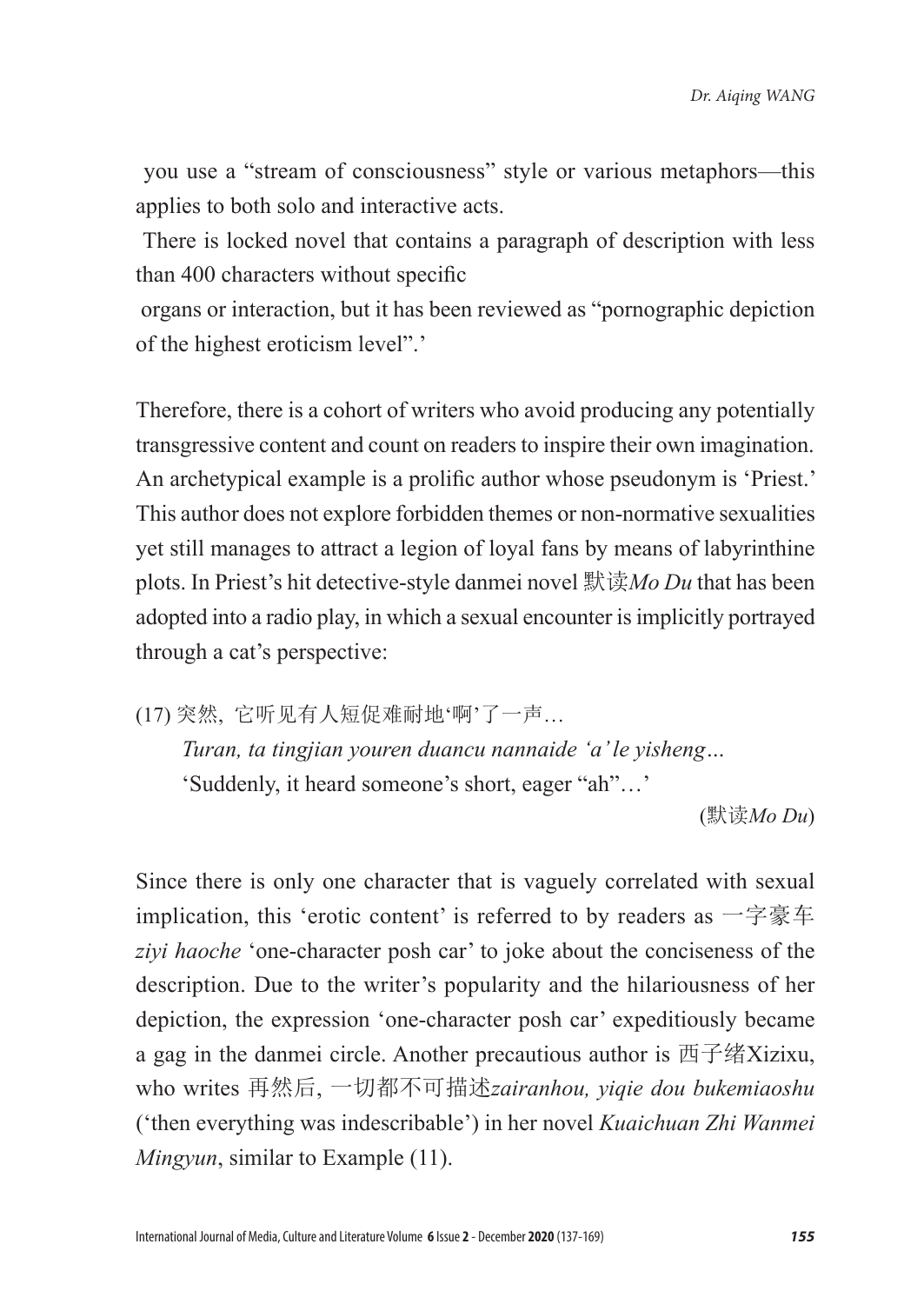you use a "stream of consciousness" style or various metaphors—this applies to both solo and interactive acts.

There is locked novel that contains a paragraph of description with less than 400 characters without specific organs or interaction, but it has been reviewed as "pornographic depiction of the highest eroticism level".'

Therefore, there is a cohort of writers who avoid producing any potentially transgressive content and count on readers to inspire their own imagination. An archetypical example is a prolific author whose pseudonym is 'Priest.' This author does not explore forbidden themes or non-normative sexualities yet still manages to attract a legion of loyal fans by means of labyrinthine plots. In Priest's hit detective-style danmei novel 默读*Mo Du* that has been adopted into a radio play, in which a sexual encounter is implicitly portrayed through a cat's perspective:

(17) 突然, 它听见有人短促难耐地'啊'了一声…
*Turan, ta tingjian youren duancu nannaide 'a' le yisheng…*
'Suddenly, it heard someone's short, eager "ah"…'
(默读*Mo Du*)

Since there is only one character that is vaguely correlated with sexual implication, this 'erotic content' is referred to by readers as 一字豪车 *ziyi haoche* 'one-character posh car' to joke about the conciseness of the description. Due to the writer's popularity and the hilariousness of her depiction, the expression 'one-character posh car' expeditiously became a gag in the danmei circle. Another precautious author is 西子绪Xizixu, who writes 再然后, 一切都不可描述*zairanhou, yiqie dou bukemiaoshu* ('then everything was indescribable') in her novel *Kuaichuan Zhi Wanmei Mingyun*, similar to Example (11).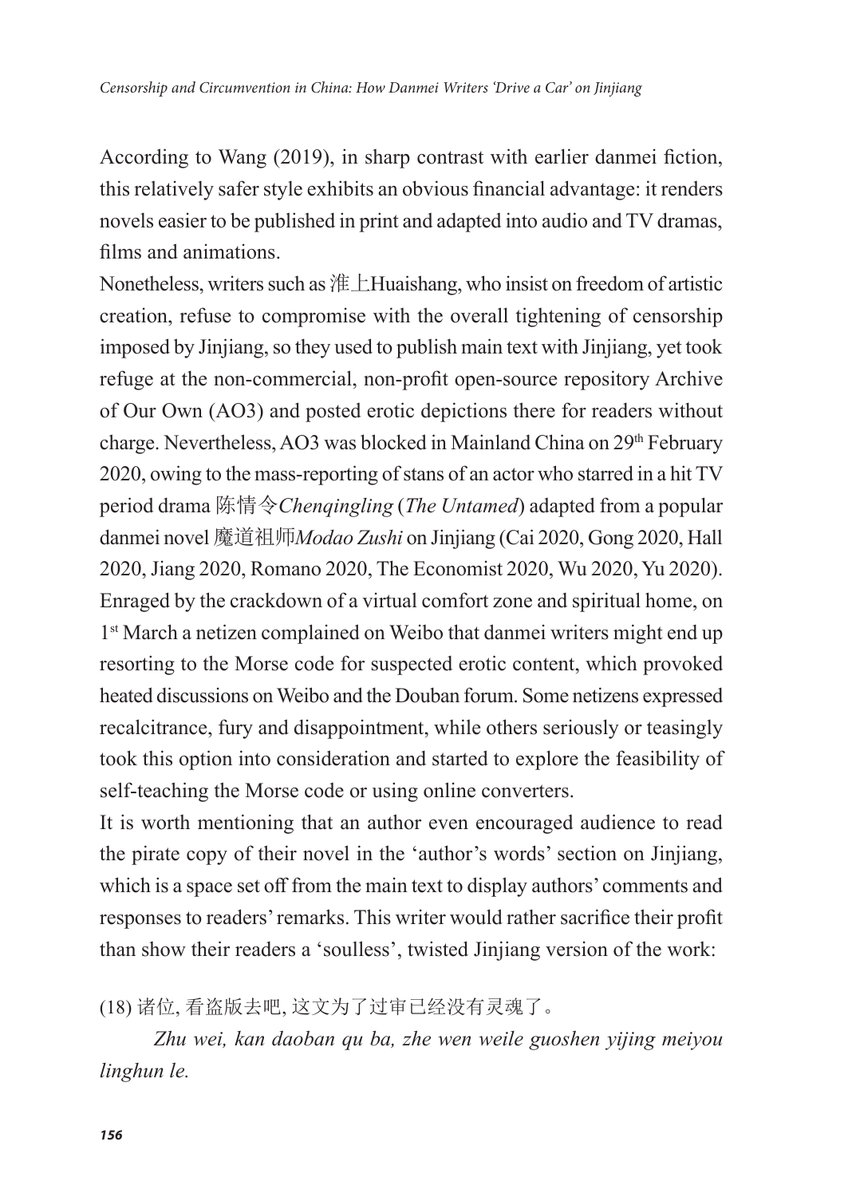According to Wang (2019), in sharp contrast with earlier danmei fiction, this relatively safer style exhibits an obvious financial advantage: it renders novels easier to be published in print and adapted into audio and TV dramas, films and animations.

Nonetheless, writers such as 淮上Huaishang, who insist on freedom of artistic creation, refuse to compromise with the overall tightening of censorship imposed by Jinjiang, so they used to publish main text with Jinjiang, yet took refuge at the non-commercial, non-profit open-source repository Archive of Our Own (AO3) and posted erotic depictions there for readers without charge. Nevertheless, AO3 was blocked in Mainland China on 29th February 2020, owing to the mass-reporting of stans of an actor who starred in a hit TV period drama 陈情令*Chenqingling* (*The Untamed*) adapted from a popular danmei novel 魔道祖师*Modao Zushi* on Jinjiang (Cai 2020, Gong 2020, Hall 2020, Jiang 2020, Romano 2020, The Economist 2020, Wu 2020, Yu 2020). Enraged by the crackdown of a virtual comfort zone and spiritual home, on 1st March a netizen complained on Weibo that danmei writers might end up resorting to the Morse code for suspected erotic content, which provoked heated discussions on Weibo and the Douban forum. Some netizens expressed recalcitrance, fury and disappointment, while others seriously or teasingly took this option into consideration and started to explore the feasibility of self-teaching the Morse code or using online converters.

It is worth mentioning that an author even encouraged audience to read the pirate copy of their novel in the 'author's words' section on Jinjiang, which is a space set off from the main text to display authors' comments and responses to readers' remarks. This writer would rather sacrifice their profit than show their readers a 'soulless', twisted Jinjiang version of the work:

(18) 诸位, 看盗版去吧, 这文为了过审已经没有灵魂了。

*Zhu wei, kan daoban qu ba, zhe wen weile guoshen yijing meiyou linghun le.*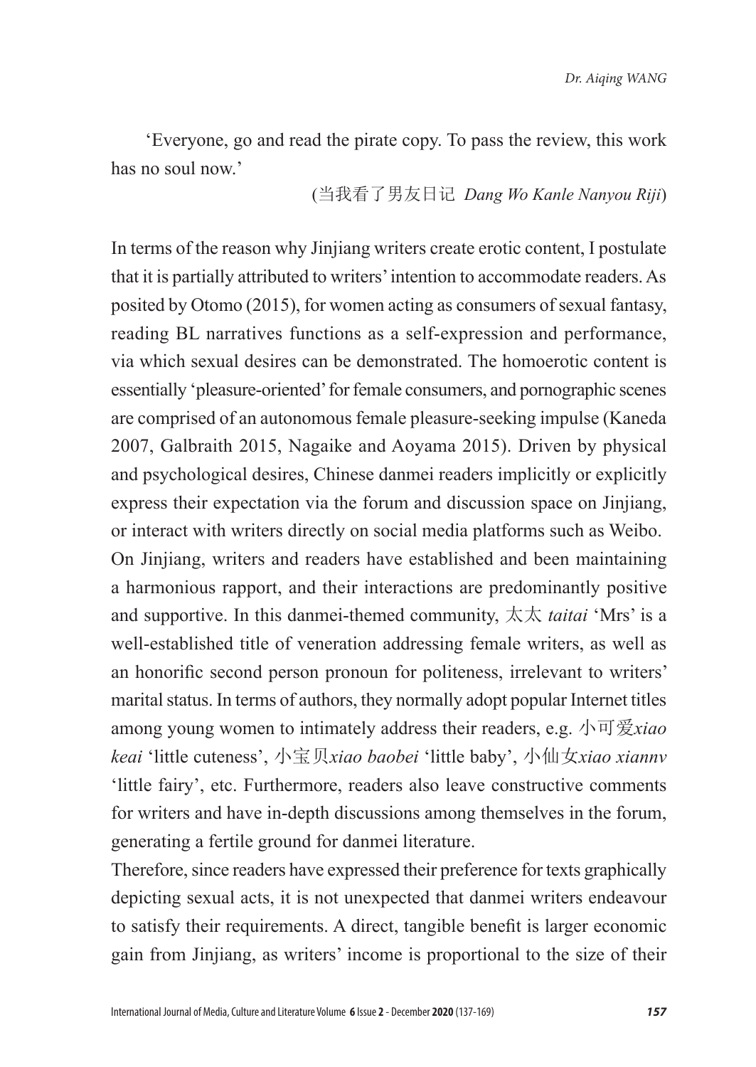'Everyone, go and read the pirate copy. To pass the review, this work has no soul now.'

(当我看了男友日记 *Dang Wo Kanle Nanyou Riji*)

In terms of the reason why Jinjiang writers create erotic content, I postulate that it is partially attributed to writers' intention to accommodate readers. As posited by Otomo (2015), for women acting as consumers of sexual fantasy, reading BL narratives functions as a self-expression and performance, via which sexual desires can be demonstrated. The homoerotic content is essentially 'pleasure-oriented' for female consumers, and pornographic scenes are comprised of an autonomous female pleasure-seeking impulse (Kaneda 2007, Galbraith 2015, Nagaike and Aoyama 2015). Driven by physical and psychological desires, Chinese danmei readers implicitly or explicitly express their expectation via the forum and discussion space on Jinjiang, or interact with writers directly on social media platforms such as Weibo. On Jinjiang, writers and readers have established and been maintaining a harmonious rapport, and their interactions are predominantly positive and supportive. In this danmei-themed community, 太太 *taitai* 'Mrs' is a well-established title of veneration addressing female writers, as well as an honorific second person pronoun for politeness, irrelevant to writers' marital status. In terms of authors, they normally adopt popular Internet titles among young women to intimately address their readers, e.g. 小可爱*xiao keai* 'little cuteness', 小宝贝*xiao baobei* 'little baby', 小仙女*xiao xiannv* 'little fairy', etc. Furthermore, readers also leave constructive comments for writers and have in-depth discussions among themselves in the forum, generating a fertile ground for danmei literature.

Therefore, since readers have expressed their preference for texts graphically depicting sexual acts, it is not unexpected that danmei writers endeavour to satisfy their requirements. A direct, tangible benefit is larger economic gain from Jinjiang, as writers' income is proportional to the size of their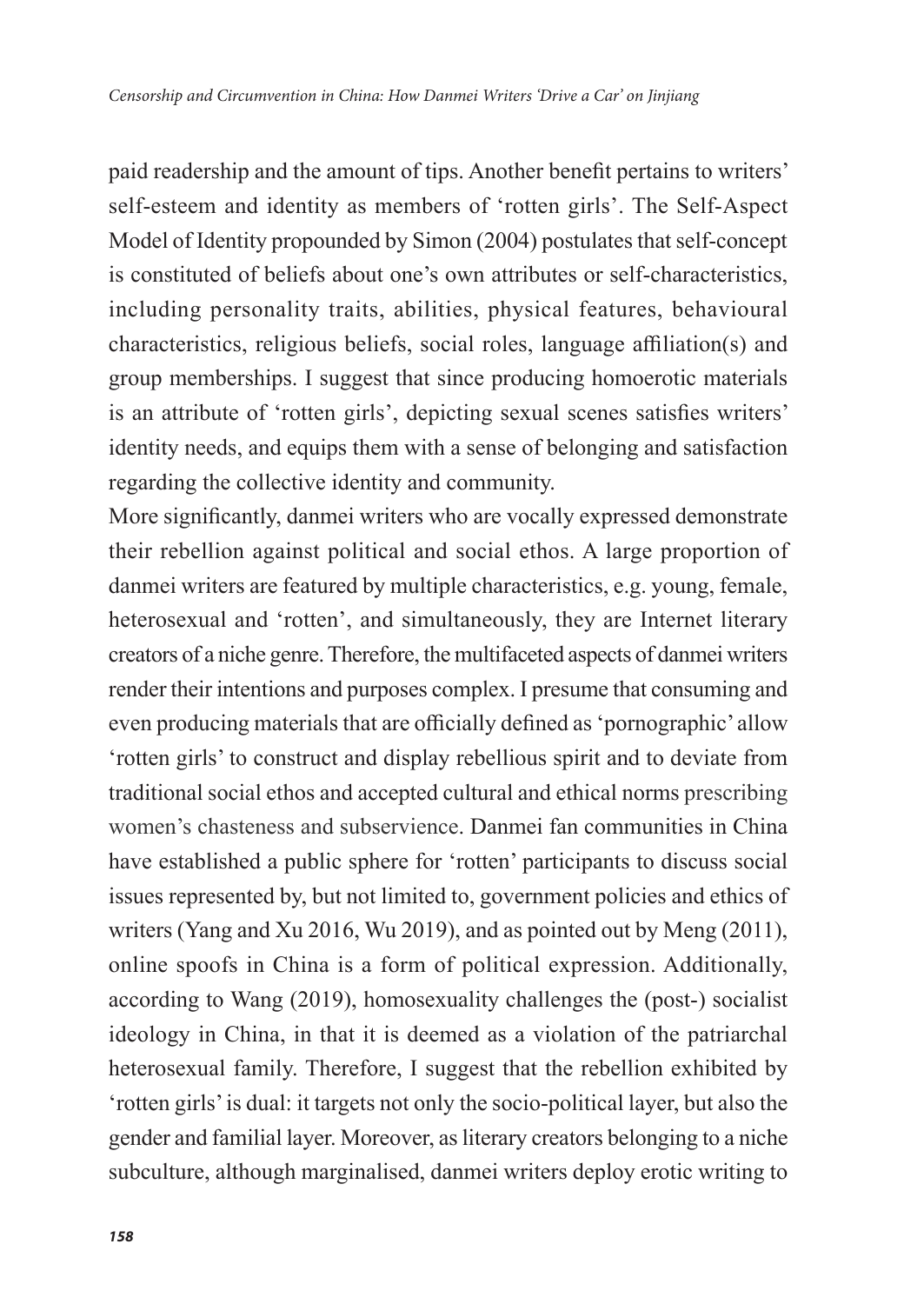paid readership and the amount of tips. Another benefit pertains to writers' self-esteem and identity as members of 'rotten girls'. The Self-Aspect Model of Identity propounded by Simon (2004) postulates that self-concept is constituted of beliefs about one's own attributes or self-characteristics, including personality traits, abilities, physical features, behavioural characteristics, religious beliefs, social roles, language affiliation(s) and group memberships. I suggest that since producing homoerotic materials is an attribute of 'rotten girls', depicting sexual scenes satisfies writers' identity needs, and equips them with a sense of belonging and satisfaction regarding the collective identity and community.

More significantly, danmei writers who are vocally expressed demonstrate their rebellion against political and social ethos. A large proportion of danmei writers are featured by multiple characteristics, e.g. young, female, heterosexual and 'rotten', and simultaneously, they are Internet literary creators of a niche genre. Therefore, the multifaceted aspects of danmei writers render their intentions and purposes complex. I presume that consuming and even producing materials that are officially defined as 'pornographic' allow 'rotten girls' to construct and display rebellious spirit and to deviate from traditional social ethos and accepted cultural and ethical norms prescribing women's chasteness and subservience. Danmei fan communities in China have established a public sphere for 'rotten' participants to discuss social issues represented by, but not limited to, government policies and ethics of writers (Yang and Xu 2016, Wu 2019), and as pointed out by Meng (2011), online spoofs in China is a form of political expression. Additionally, according to Wang (2019), homosexuality challenges the (post-) socialist ideology in China, in that it is deemed as a violation of the patriarchal heterosexual family. Therefore, I suggest that the rebellion exhibited by 'rotten girls' is dual: it targets not only the socio-political layer, but also the gender and familial layer. Moreover, as literary creators belonging to a niche subculture, although marginalised, danmei writers deploy erotic writing to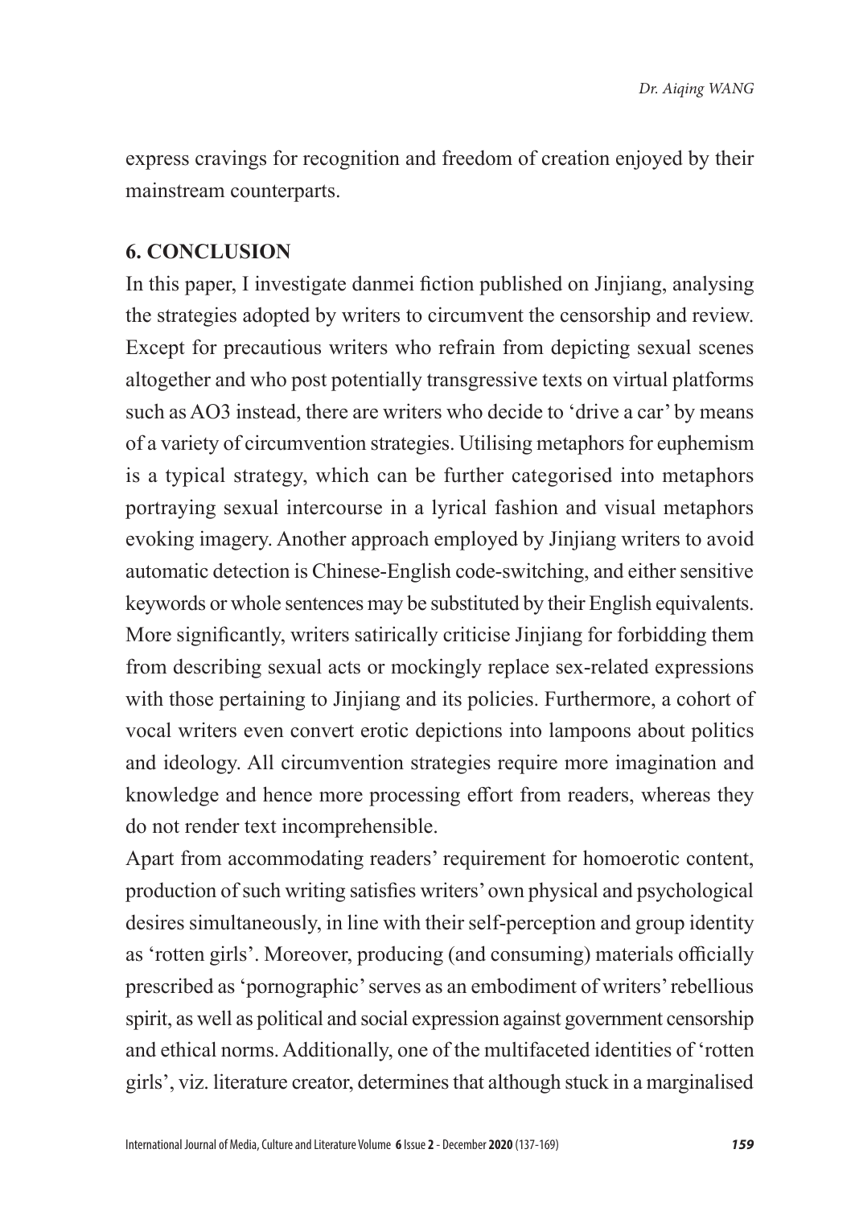express cravings for recognition and freedom of creation enjoyed by their mainstream counterparts.

## 6. CONCLUSION

In this paper, I investigate danmei fiction published on Jinjiang, analysing the strategies adopted by writers to circumvent the censorship and review. Except for precautious writers who refrain from depicting sexual scenes altogether and who post potentially transgressive texts on virtual platforms such as AO3 instead, there are writers who decide to 'drive a car' by means of a variety of circumvention strategies. Utilising metaphors for euphemism is a typical strategy, which can be further categorised into metaphors portraying sexual intercourse in a lyrical fashion and visual metaphors evoking imagery. Another approach employed by Jinjiang writers to avoid automatic detection is Chinese-English code-switching, and either sensitive keywords or whole sentences may be substituted by their English equivalents. More significantly, writers satirically criticise Jinjiang for forbidding them from describing sexual acts or mockingly replace sex-related expressions with those pertaining to Jinjiang and its policies. Furthermore, a cohort of vocal writers even convert erotic depictions into lampoons about politics and ideology. All circumvention strategies require more imagination and knowledge and hence more processing effort from readers, whereas they do not render text incomprehensible.

Apart from accommodating readers' requirement for homoerotic content, production of such writing satisfies writers' own physical and psychological desires simultaneously, in line with their self-perception and group identity as 'rotten girls'. Moreover, producing (and consuming) materials officially prescribed as 'pornographic' serves as an embodiment of writers' rebellious spirit, as well as political and social expression against government censorship and ethical norms. Additionally, one of the multifaceted identities of 'rotten girls', viz. literature creator, determines that although stuck in a marginalised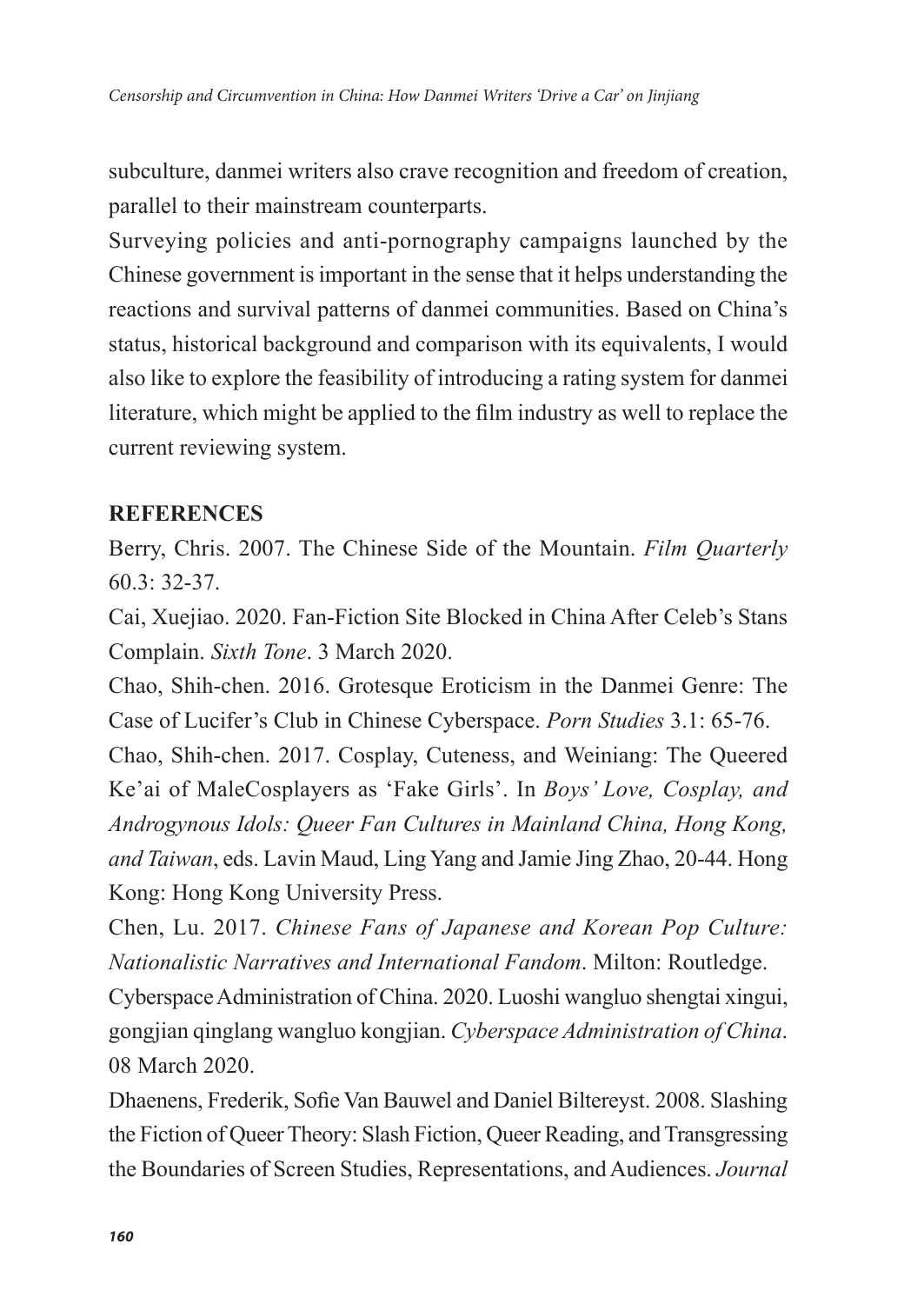subculture, danmei writers also crave recognition and freedom of creation, parallel to their mainstream counterparts.

Surveying policies and anti-pornography campaigns launched by the Chinese government is important in the sense that it helps understanding the reactions and survival patterns of danmei communities. Based on China's status, historical background and comparison with its equivalents, I would also like to explore the feasibility of introducing a rating system for danmei literature, which might be applied to the film industry as well to replace the current reviewing system.

**REFERENCES**

Berry, Chris. 2007. The Chinese Side of the Mountain. *Film Quarterly* 60.3: 32-37.

Cai, Xuejiao. 2020. Fan-Fiction Site Blocked in China After Celeb's Stans Complain. *Sixth Tone*. 3 March 2020.

Chao, Shih-chen. 2016. Grotesque Eroticism in the Danmei Genre: The Case of Lucifer's Club in Chinese Cyberspace. *Porn Studies* 3.1: 65-76.

Chao, Shih-chen. 2017. Cosplay, Cuteness, and Weiniang: The Queered Ke'ai of MaleCosplayers as 'Fake Girls'. In *Boys' Love, Cosplay, and Androgynous Idols: Queer Fan Cultures in Mainland China, Hong Kong, and Taiwan*, eds. Lavin Maud, Ling Yang and Jamie Jing Zhao, 20-44. Hong Kong: Hong Kong University Press.

Chen, Lu. 2017. *Chinese Fans of Japanese and Korean Pop Culture: Nationalistic Narratives and International Fandom*. Milton: Routledge.

Cyberspace Administration of China. 2020. Luoshi wangluo shengtai xingui, gongjian qinglang wangluo kongjian. *Cyberspace Administration of China*. 08 March 2020.

Dhaenens, Frederik, Sofie Van Bauwel and Daniel Biltereyst. 2008. Slashing the Fiction of Queer Theory: Slash Fiction, Queer Reading, and Transgressing the Boundaries of Screen Studies, Representations, and Audiences. *Journal*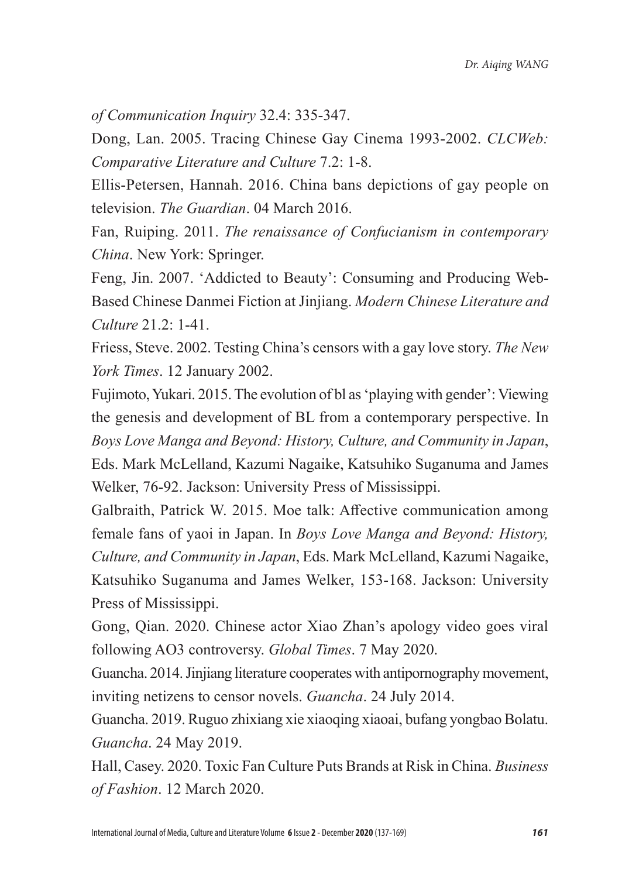*of Communication Inquiry* 32.4: 335-347.

Dong, Lan. 2005. Tracing Chinese Gay Cinema 1993-2002. *CLCWeb: Comparative Literature and Culture* 7.2: 1-8.

Ellis-Petersen, Hannah. 2016. China bans depictions of gay people on television. *The Guardian*. 04 March 2016.

Fan, Ruiping. 2011. *The renaissance of Confucianism in contemporary China*. New York: Springer.

Feng, Jin. 2007. 'Addicted to Beauty': Consuming and Producing Web-Based Chinese Danmei Fiction at Jinjiang. *Modern Chinese Literature and Culture* 21.2: 1-41.

Friess, Steve. 2002. Testing China's censors with a gay love story. *The New York Times*. 12 January 2002.

Fujimoto, Yukari. 2015. The evolution of bl as 'playing with gender': Viewing the genesis and development of BL from a contemporary perspective. In *Boys Love Manga and Beyond: History, Culture, and Community in Japan*, Eds. Mark McLelland, Kazumi Nagaike, Katsuhiko Suganuma and James Welker, 76-92. Jackson: University Press of Mississippi.

Galbraith, Patrick W. 2015. Moe talk: Affective communication among female fans of yaoi in Japan. In *Boys Love Manga and Beyond: History, Culture, and Community in Japan*, Eds. Mark McLelland, Kazumi Nagaike, Katsuhiko Suganuma and James Welker, 153-168. Jackson: University Press of Mississippi.

Gong, Qian. 2020. Chinese actor Xiao Zhan's apology video goes viral following AO3 controversy. *Global Times*. 7 May 2020.

Guancha. 2014. Jinjiang literature cooperates with antipornography movement, inviting netizens to censor novels. *Guancha*. 24 July 2014.

Guancha. 2019. Ruguo zhixiang xie xiaoqing xiaoai, bufang yongbao Bolatu. *Guancha*. 24 May 2019.

Hall, Casey. 2020. Toxic Fan Culture Puts Brands at Risk in China. *Business of Fashion*. 12 March 2020.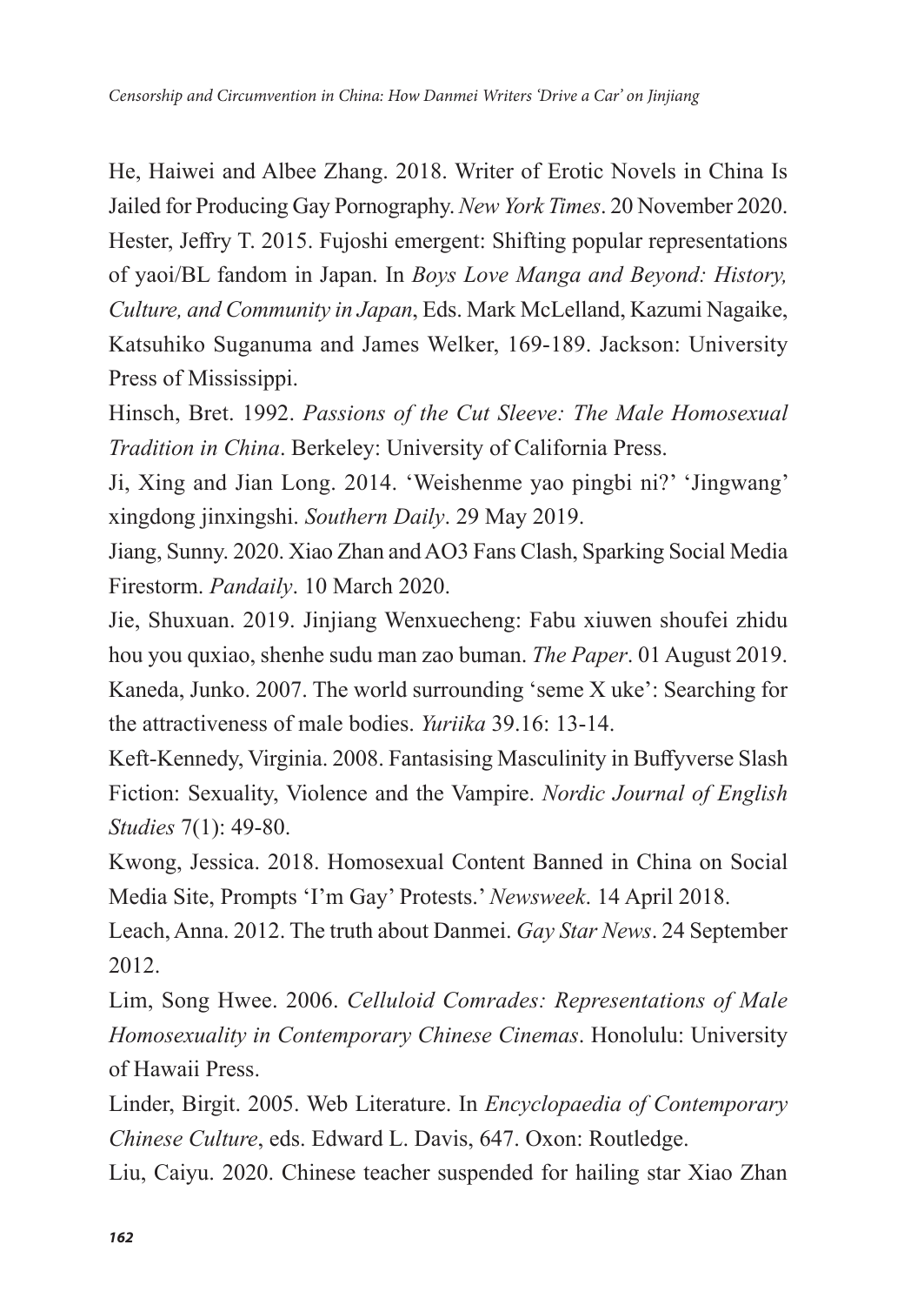He, Haiwei and Albee Zhang. 2018. Writer of Erotic Novels in China Is Jailed for Producing Gay Pornography. *New York Times*. 20 November 2020.

Hester, Jeffry T. 2015. Fujoshi emergent: Shifting popular representations of yaoi/BL fandom in Japan. In *Boys Love Manga and Beyond: History, Culture, and Community in Japan*, Eds. Mark McLelland, Kazumi Nagaike, Katsuhiko Suganuma and James Welker, 169-189. Jackson: University Press of Mississippi.

Hinsch, Bret. 1992. *Passions of the Cut Sleeve: The Male Homosexual Tradition in China*. Berkeley: University of California Press.

Ji, Xing and Jian Long. 2014. 'Weishenme yao pingbi ni?' 'Jingwang' xingdong jinxingshi. *Southern Daily*. 29 May 2019.

Jiang, Sunny. 2020. Xiao Zhan and AO3 Fans Clash, Sparking Social Media Firestorm. *Pandaily*. 10 March 2020.

Jie, Shuxuan. 2019. Jinjiang Wenxuecheng: Fabu xiuwen shoufei zhidu hou you quxiao, shenhe sudu man zao buman. *The Paper*. 01 August 2019.

Kaneda, Junko. 2007. The world surrounding 'seme X uke': Searching for the attractiveness of male bodies. *Yuriika* 39.16: 13-14.

Keft-Kennedy, Virginia. 2008. Fantasising Masculinity in Buffyverse Slash Fiction: Sexuality, Violence and the Vampire. *Nordic Journal of English Studies* 7(1): 49-80.

Kwong, Jessica. 2018. Homosexual Content Banned in China on Social Media Site, Prompts 'I'm Gay' Protests.' *Newsweek*. 14 April 2018.

Leach, Anna. 2012. The truth about Danmei. *Gay Star News*. 24 September 2012.

Lim, Song Hwee. 2006. *Celluloid Comrades: Representations of Male Homosexuality in Contemporary Chinese Cinemas*. Honolulu: University of Hawaii Press.

Linder, Birgit. 2005. Web Literature. In *Encyclopaedia of Contemporary Chinese Culture*, eds. Edward L. Davis, 647. Oxon: Routledge.

Liu, Caiyu. 2020. Chinese teacher suspended for hailing star Xiao Zhan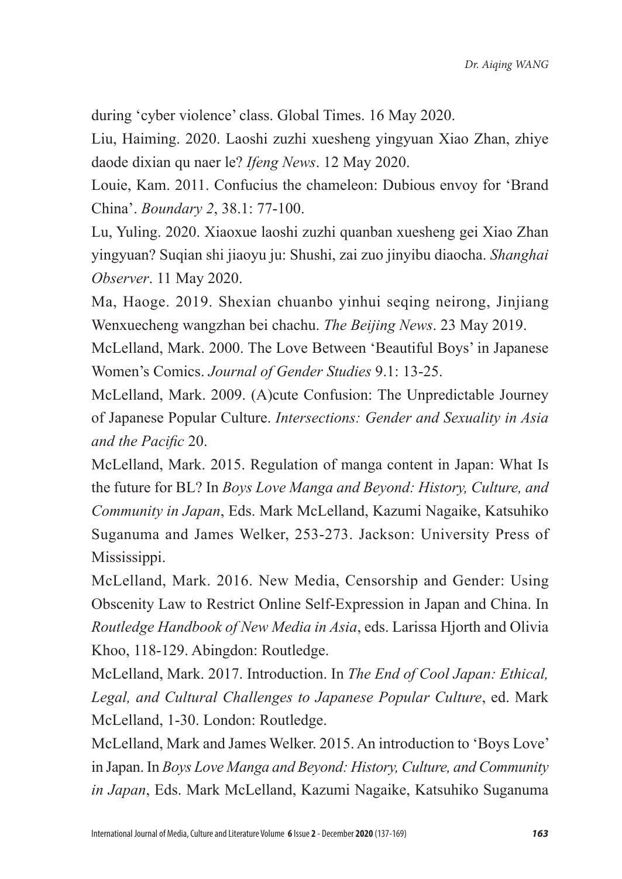during 'cyber violence' class. Global Times. 16 May 2020.

Liu, Haiming. 2020. Laoshi zuzhi xuesheng yingyuan Xiao Zhan, zhiye daode dixian qu naer le? *Ifeng News*. 12 May 2020.

Louie, Kam. 2011. Confucius the chameleon: Dubious envoy for 'Brand China'. *Boundary 2*, 38.1: 77-100.

Lu, Yuling. 2020. Xiaoxue laoshi zuzhi quanban xuesheng gei Xiao Zhan yingyuan? Suqian shi jiaoyu ju: Shushi, zai zuo jinyibu diaocha. *Shanghai Observer*. 11 May 2020.

Ma, Haoge. 2019. Shexian chuanbo yinhui seqing neirong, Jinjiang Wenxuecheng wangzhan bei chachu. *The Beijing News*. 23 May 2019.

McLelland, Mark. 2000. The Love Between 'Beautiful Boys' in Japanese Women's Comics. *Journal of Gender Studies* 9.1: 13-25.

McLelland, Mark. 2009. (A)cute Confusion: The Unpredictable Journey of Japanese Popular Culture. *Intersections: Gender and Sexuality in Asia and the Pacific* 20.

McLelland, Mark. 2015. Regulation of manga content in Japan: What Is the future for BL? In *Boys Love Manga and Beyond: History, Culture, and Community in Japan*, Eds. Mark McLelland, Kazumi Nagaike, Katsuhiko Suganuma and James Welker, 253-273. Jackson: University Press of Mississippi.

McLelland, Mark. 2016. New Media, Censorship and Gender: Using Obscenity Law to Restrict Online Self-Expression in Japan and China. In *Routledge Handbook of New Media in Asia*, eds. Larissa Hjorth and Olivia Khoo, 118-129. Abingdon: Routledge.

McLelland, Mark. 2017. Introduction. In *The End of Cool Japan: Ethical, Legal, and Cultural Challenges to Japanese Popular Culture*, ed. Mark McLelland, 1-30. London: Routledge.

McLelland, Mark and James Welker. 2015. An introduction to 'Boys Love' in Japan. In *Boys Love Manga and Beyond: History, Culture, and Community in Japan*, Eds. Mark McLelland, Kazumi Nagaike, Katsuhiko Suganuma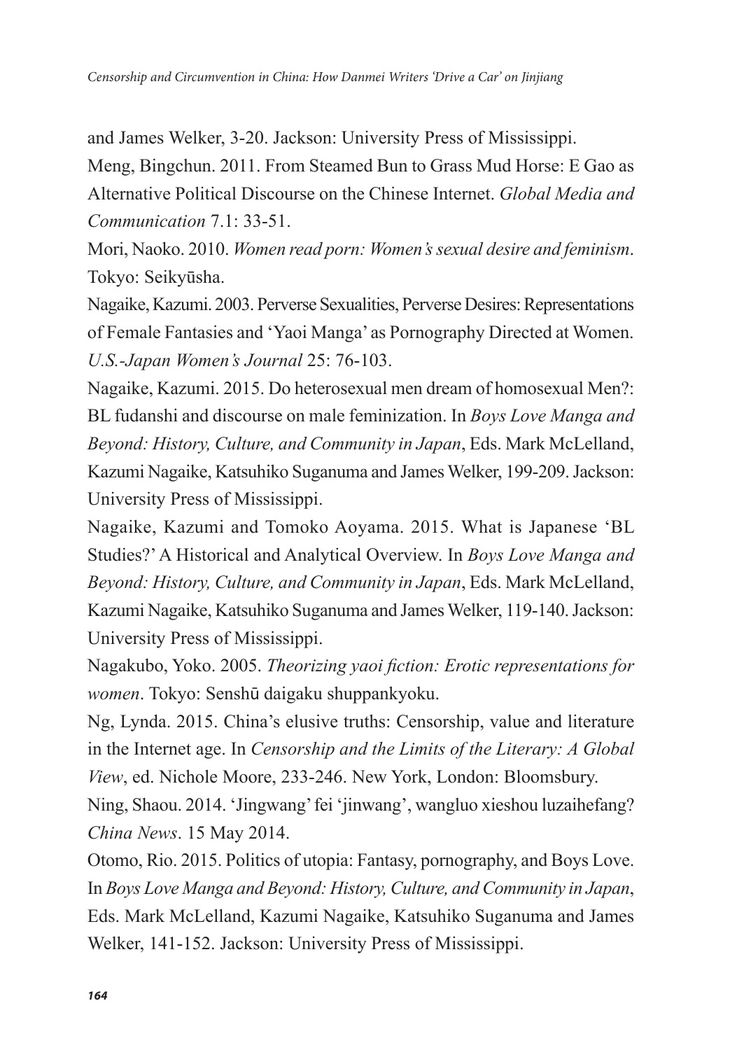and James Welker, 3-20. Jackson: University Press of Mississippi.

Meng, Bingchun. 2011. From Steamed Bun to Grass Mud Horse: E Gao as Alternative Political Discourse on the Chinese Internet. *Global Media and Communication* 7.1: 33-51.

Mori, Naoko. 2010. *Women read porn: Women's sexual desire and feminism*. Tokyo: Seikyūsha.

Nagaike, Kazumi. 2003. Perverse Sexualities, Perverse Desires: Representations of Female Fantasies and 'Yaoi Manga' as Pornography Directed at Women. *U.S.-Japan Women's Journal* 25: 76-103.

Nagaike, Kazumi. 2015. Do heterosexual men dream of homosexual Men?: BL fudanshi and discourse on male feminization. In *Boys Love Manga and Beyond: History, Culture, and Community in Japan*, Eds. Mark McLelland, Kazumi Nagaike, Katsuhiko Suganuma and James Welker, 199-209. Jackson: University Press of Mississippi.

Nagaike, Kazumi and Tomoko Aoyama. 2015. What is Japanese 'BL Studies?' A Historical and Analytical Overview. In *Boys Love Manga and Beyond: History, Culture, and Community in Japan*, Eds. Mark McLelland, Kazumi Nagaike, Katsuhiko Suganuma and James Welker, 119-140. Jackson: University Press of Mississippi.

Nagakubo, Yoko. 2005. *Theorizing yaoi fiction: Erotic representations for women*. Tokyo: Senshū daigaku shuppankyoku.

Ng, Lynda. 2015. China's elusive truths: Censorship, value and literature in the Internet age. In *Censorship and the Limits of the Literary: A Global View*, ed. Nichole Moore, 233-246. New York, London: Bloomsbury.

Ning, Shaou. 2014. 'Jingwang' fei 'jinwang', wangluo xieshou luzaihefang? *China News*. 15 May 2014.

Otomo, Rio. 2015. Politics of utopia: Fantasy, pornography, and Boys Love. In *Boys Love Manga and Beyond: History, Culture, and Community in Japan*, Eds. Mark McLelland, Kazumi Nagaike, Katsuhiko Suganuma and James Welker, 141-152. Jackson: University Press of Mississippi.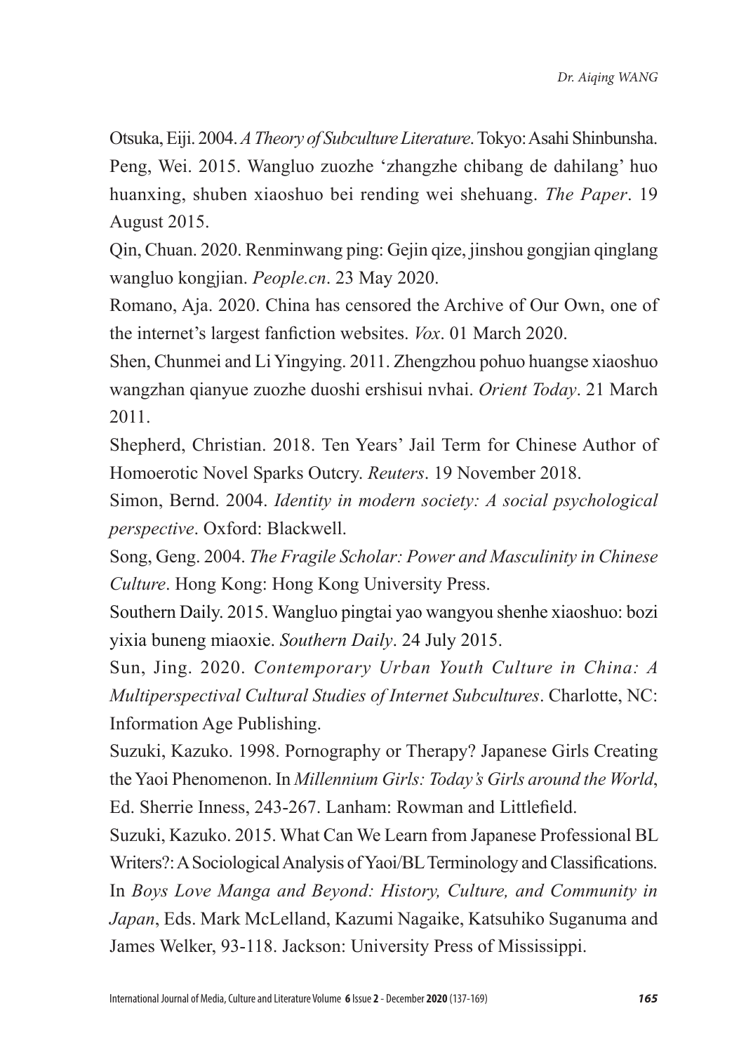Otsuka, Eiji. 2004. *A Theory of Subculture Literature*. Tokyo: Asahi Shinbunsha.

Peng, Wei. 2015. Wangluo zuozhe 'zhangzhe chibang de dahilang' huo huanxing, shuben xiaoshuo bei rending wei shehuang. *The Paper*. 19 August 2015.

Qin, Chuan. 2020. Renminwang ping: Gejin qize, jinshou gongjian qinglang wangluo kongjian. *People.cn*. 23 May 2020.

Romano, Aja. 2020. China has censored the Archive of Our Own, one of the internet's largest fanfiction websites. *Vox*. 01 March 2020.

Shen, Chunmei and Li Yingying. 2011. Zhengzhou pohuo huangse xiaoshuo wangzhan qianyue zuozhe duoshi ershisui nvhai. *Orient Today*. 21 March 2011.

Shepherd, Christian. 2018. Ten Years' Jail Term for Chinese Author of Homoerotic Novel Sparks Outcry. *Reuters*. 19 November 2018.

Simon, Bernd. 2004. *Identity in modern society: A social psychological perspective*. Oxford: Blackwell.

Song, Geng. 2004. *The Fragile Scholar: Power and Masculinity in Chinese Culture*. Hong Kong: Hong Kong University Press.

Southern Daily. 2015. Wangluo pingtai yao wangyou shenhe xiaoshuo: bozi yixia buneng miaoxie. *Southern Daily*. 24 July 2015.

Sun, Jing. 2020. *Contemporary Urban Youth Culture in China: A Multiperspectival Cultural Studies of Internet Subcultures*. Charlotte, NC: Information Age Publishing.

Suzuki, Kazuko. 1998. Pornography or Therapy? Japanese Girls Creating the Yaoi Phenomenon. In *Millennium Girls: Today's Girls around the World*, Ed. Sherrie Inness, 243-267. Lanham: Rowman and Littlefield.

Suzuki, Kazuko. 2015. What Can We Learn from Japanese Professional BL Writers?: A Sociological Analysis of Yaoi/BL Terminology and Classifications. In *Boys Love Manga and Beyond: History, Culture, and Community in Japan*, Eds. Mark McLelland, Kazumi Nagaike, Katsuhiko Suganuma and James Welker, 93-118. Jackson: University Press of Mississippi.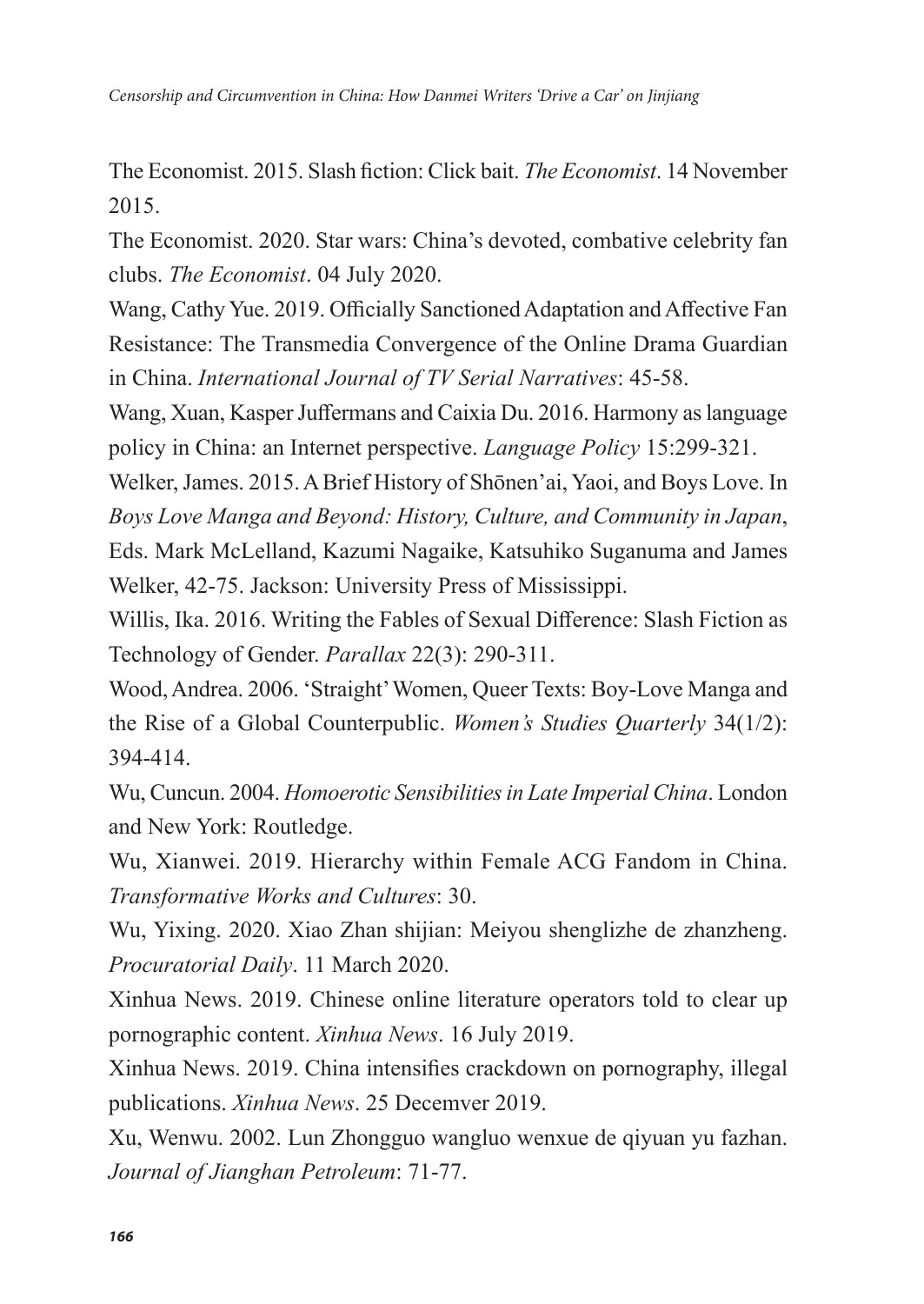The Economist. 2015. Slash fiction: Click bait. *The Economist*. 14 November 2015.

The Economist. 2020. Star wars: China's devoted, combative celebrity fan clubs. *The Economist*. 04 July 2020.

Wang, Cathy Yue. 2019. Officially Sanctioned Adaptation and Affective Fan Resistance: The Transmedia Convergence of the Online Drama Guardian in China. *International Journal of TV Serial Narratives*: 45-58.

Wang, Xuan, Kasper Juffermans and Caixia Du. 2016. Harmony as language policy in China: an Internet perspective. *Language Policy* 15:299-321.

Welker, James. 2015. A Brief History of Shōnen'ai, Yaoi, and Boys Love. In *Boys Love Manga and Beyond: History, Culture, and Community in Japan*, Eds. Mark McLelland, Kazumi Nagaike, Katsuhiko Suganuma and James Welker, 42-75. Jackson: University Press of Mississippi.

Willis, Ika. 2016. Writing the Fables of Sexual Difference: Slash Fiction as Technology of Gender. *Parallax* 22(3): 290-311.

Wood, Andrea. 2006. 'Straight' Women, Queer Texts: Boy-Love Manga and the Rise of a Global Counterpublic. *Women's Studies Quarterly* 34(1/2): 394-414.

Wu, Cuncun. 2004. *Homoerotic Sensibilities in Late Imperial China*. London and New York: Routledge.

Wu, Xianwei. 2019. Hierarchy within Female ACG Fandom in China. *Transformative Works and Cultures*: 30.

Wu, Yixing. 2020. Xiao Zhan shijian: Meiyou shenglizhe de zhanzheng. *Procuratorial Daily*. 11 March 2020.

Xinhua News. 2019. Chinese online literature operators told to clear up pornographic content. *Xinhua News*. 16 July 2019.

Xinhua News. 2019. China intensifies crackdown on pornography, illegal publications. *Xinhua News*. 25 Decemver 2019.

Xu, Wenwu. 2002. Lun Zhongguo wangluo wenxue de qiyuan yu fazhan. *Journal of Jianghan Petroleum*: 71-77.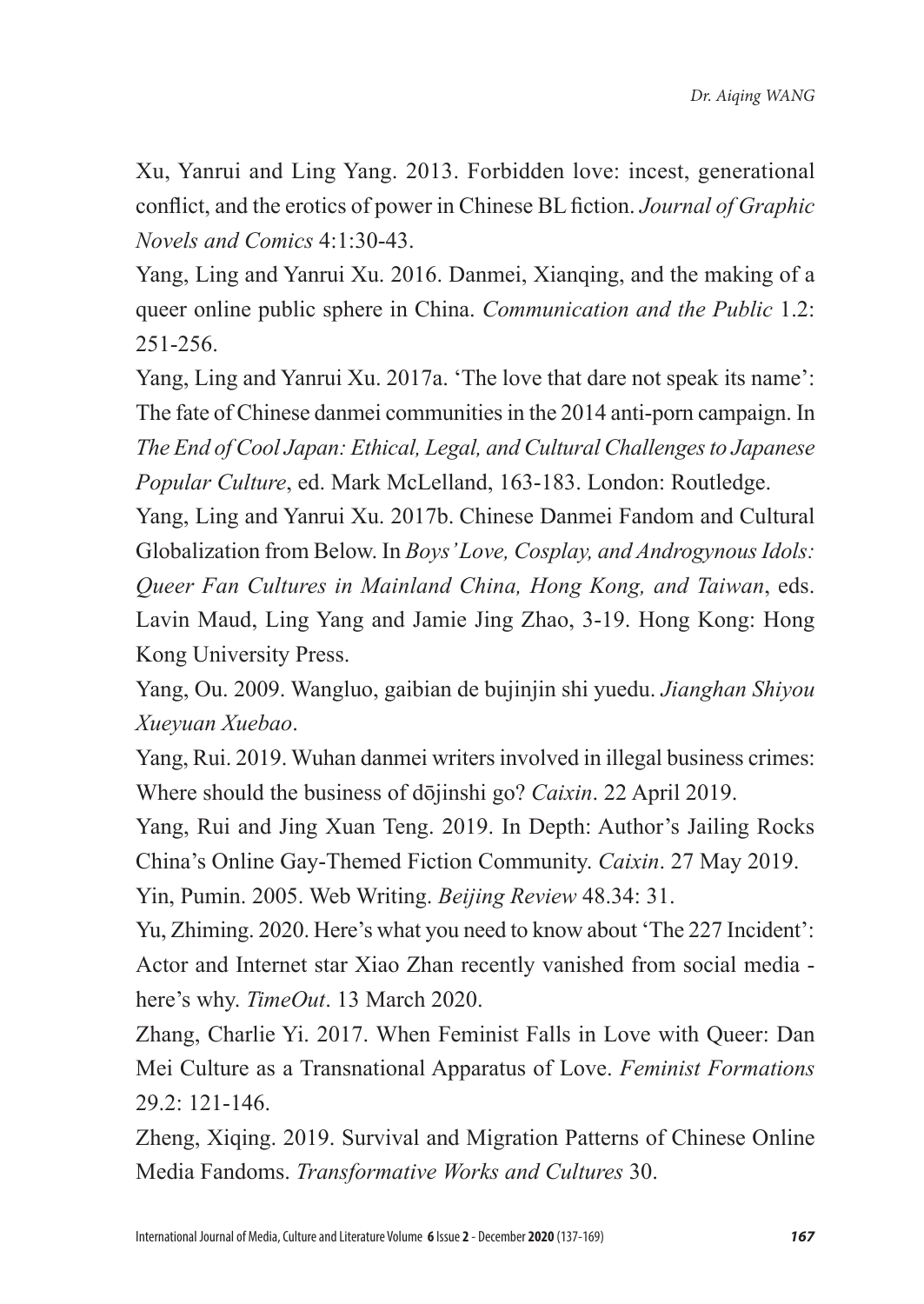Xu, Yanrui and Ling Yang. 2013. Forbidden love: incest, generational conflict, and the erotics of power in Chinese BL fiction. *Journal of Graphic Novels and Comics* 4:1:30-43.

Yang, Ling and Yanrui Xu. 2016. Danmei, Xianqing, and the making of a queer online public sphere in China. *Communication and the Public* 1.2: 251-256.

Yang, Ling and Yanrui Xu. 2017a. 'The love that dare not speak its name': The fate of Chinese danmei communities in the 2014 anti-porn campaign. In *The End of Cool Japan: Ethical, Legal, and Cultural Challenges to Japanese Popular Culture*, ed. Mark McLelland, 163-183. London: Routledge.

Yang, Ling and Yanrui Xu. 2017b. Chinese Danmei Fandom and Cultural Globalization from Below. In *Boys' Love, Cosplay, and Androgynous Idols: Queer Fan Cultures in Mainland China, Hong Kong, and Taiwan*, eds. Lavin Maud, Ling Yang and Jamie Jing Zhao, 3-19. Hong Kong: Hong Kong University Press.

Yang, Ou. 2009. Wangluo, gaibian de bujinjin shi yuedu. *Jianghan Shiyou Xueyuan Xuebao*.

Yang, Rui. 2019. Wuhan danmei writers involved in illegal business crimes: Where should the business of dōjinshi go? *Caixin*. 22 April 2019.

Yang, Rui and Jing Xuan Teng. 2019. In Depth: Author's Jailing Rocks China's Online Gay-Themed Fiction Community. *Caixin*. 27 May 2019.

Yin, Pumin. 2005. Web Writing. *Beijing Review* 48.34: 31.

Yu, Zhiming. 2020. Here's what you need to know about 'The 227 Incident': Actor and Internet star Xiao Zhan recently vanished from social media - here's why. *TimeOut*. 13 March 2020.

Zhang, Charlie Yi. 2017. When Feminist Falls in Love with Queer: Dan Mei Culture as a Transnational Apparatus of Love. *Feminist Formations* 29.2: 121-146.

Zheng, Xiqing. 2019. Survival and Migration Patterns of Chinese Online Media Fandoms. *Transformative Works and Cultures* 30.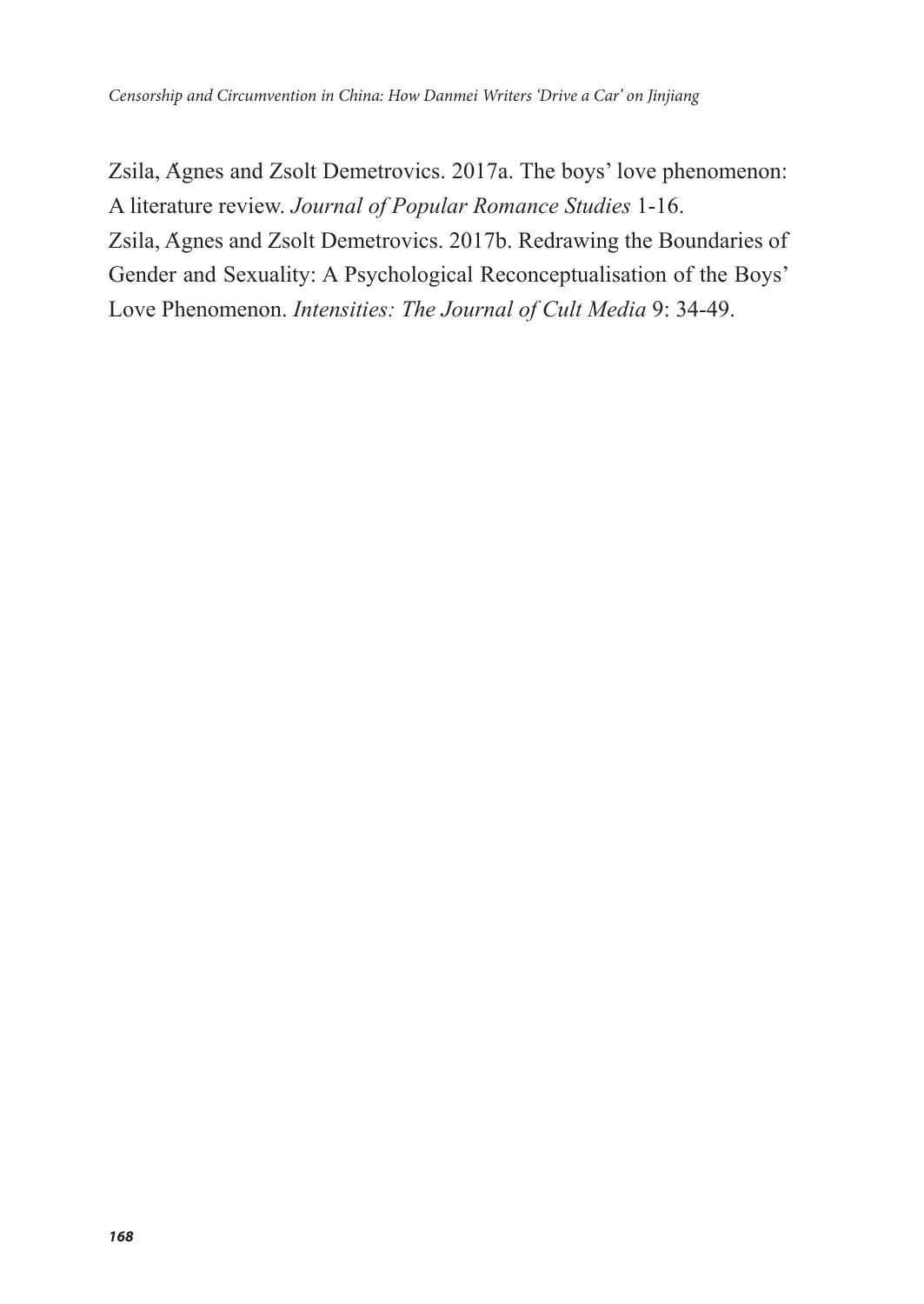Zsila, Ágnes and Zsolt Demetrovics. 2017a. The boys' love phenomenon: A literature review. *Journal of Popular Romance Studies* 1-16.

Zsila, Ágnes and Zsolt Demetrovics. 2017b. Redrawing the Boundaries of Gender and Sexuality: A Psychological Reconceptualisation of the Boys' Love Phenomenon. *Intensities: The Journal of Cult Media* 9: 34-49.